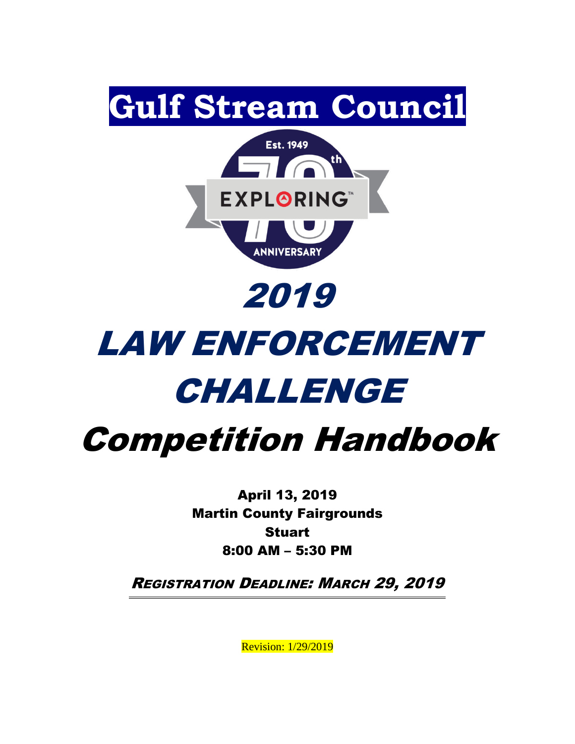# Gulf Stream Council

Est. 1949

70th

EXPLORING™

ANNIVERSARY

# 2019

# LAW ENFORCEMENT CHALLENGE

# Competition Handbook

**April 13, 2019**
**Martin County Fairgrounds**
**Stuart**
**8:00 AM – 5:30 PM**

***REGISTRATION DEADLINE: MARCH 29, 2019***

Revision: 1/29/2019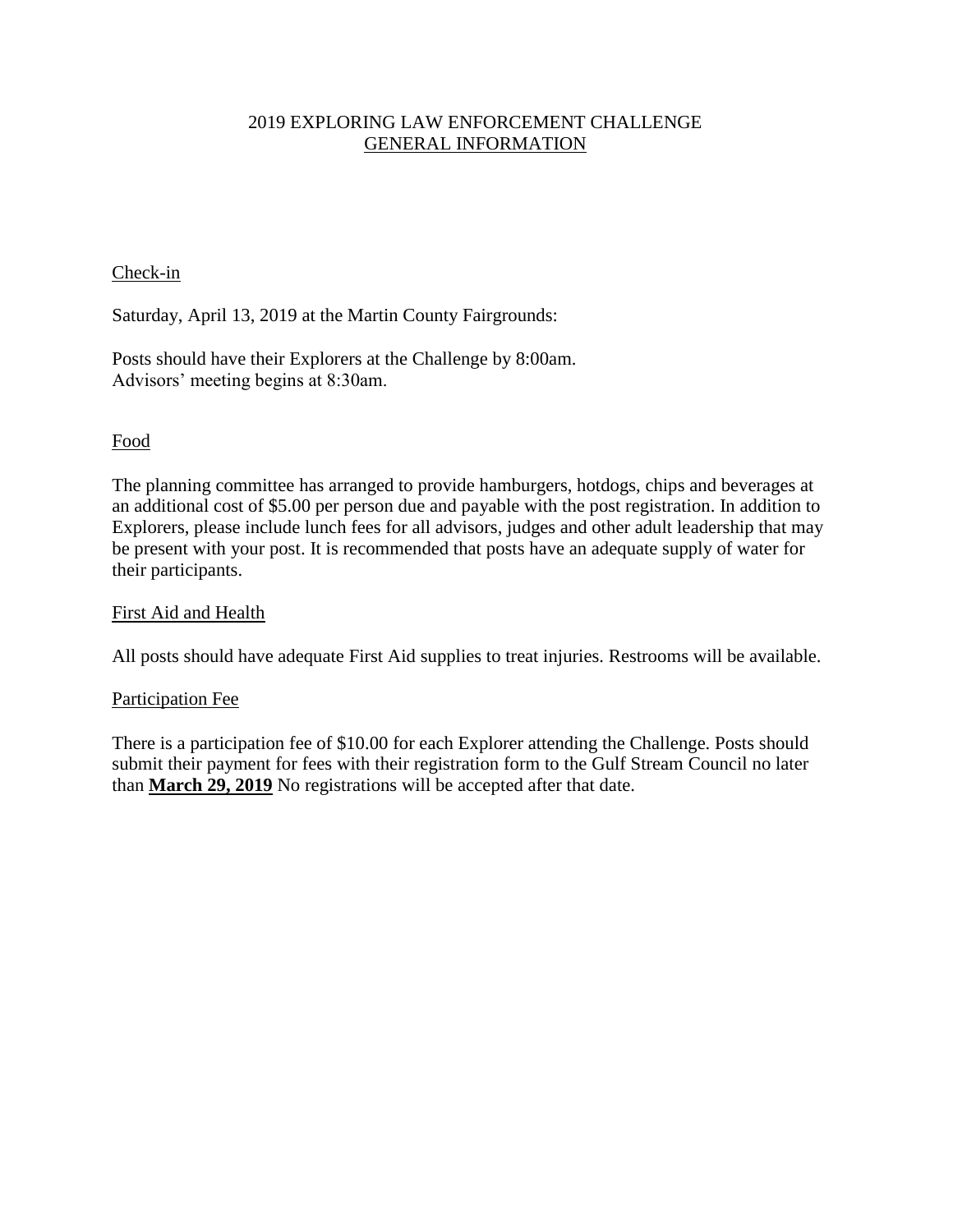# 2019 EXPLORING LAW ENFORCEMENT CHALLENGE
## GENERAL INFORMATION

### Check-in

Saturday, April 13, 2019 at the Martin County Fairgrounds:

Posts should have their Explorers at the Challenge by 8:00am.
Advisors' meeting begins at 8:30am.

### Food

The planning committee has arranged to provide hamburgers, hotdogs, chips and beverages at an additional cost of $5.00 per person due and payable with the post registration. In addition to Explorers, please include lunch fees for all advisors, judges and other adult leadership that may be present with your post. It is recommended that posts have an adequate supply of water for their participants.

### First Aid and Health

All posts should have adequate First Aid supplies to treat injuries. Restrooms will be available.

### Participation Fee

There is a participation fee of $10.00 for each Explorer attending the Challenge. Posts should submit their payment for fees with their registration form to the Gulf Stream Council no later than **March 29, 2019** No registrations will be accepted after that date.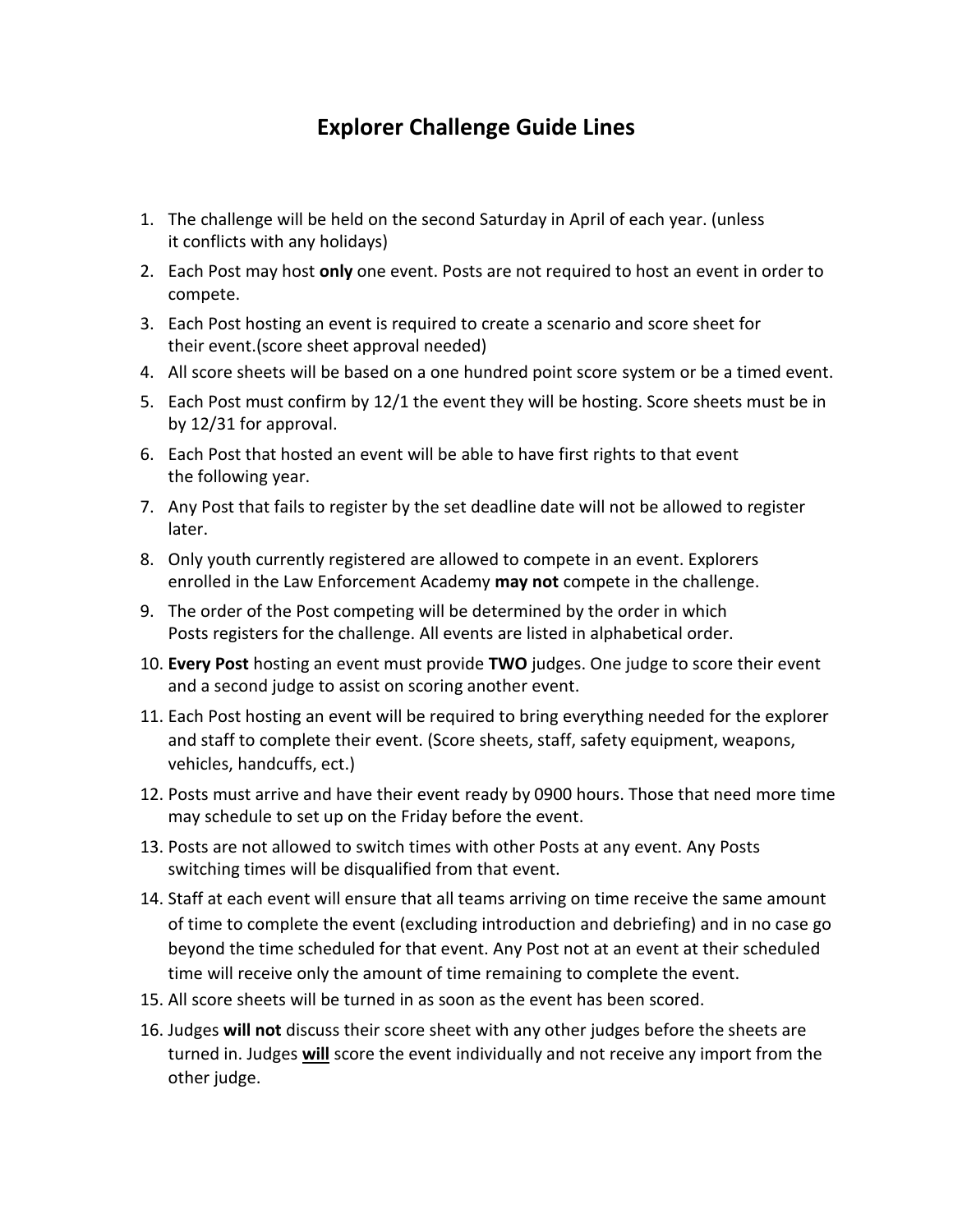# Explorer Challenge Guide Lines

1. The challenge will be held on the second Saturday in April of each year. (unless it conflicts with any holidays)
2. Each Post may host **only** one event. Posts are not required to host an event in order to compete.
3. Each Post hosting an event is required to create a scenario and score sheet for their event.(score sheet approval needed)
4. All score sheets will be based on a one hundred point score system or be a timed event.
5. Each Post must confirm by 12/1 the event they will be hosting. Score sheets must be in by 12/31 for approval.
6. Each Post that hosted an event will be able to have first rights to that event the following year.
7. Any Post that fails to register by the set deadline date will not be allowed to register later.
8. Only youth currently registered are allowed to compete in an event. Explorers enrolled in the Law Enforcement Academy **may not** compete in the challenge.
9. The order of the Post competing will be determined by the order in which Posts registers for the challenge. All events are listed in alphabetical order.
10. **Every Post** hosting an event must provide **TWO** judges. One judge to score their event and a second judge to assist on scoring another event.
11. Each Post hosting an event will be required to bring everything needed for the explorer and staff to complete their event. (Score sheets, staff, safety equipment, weapons, vehicles, handcuffs, ect.)
12. Posts must arrive and have their event ready by 0900 hours. Those that need more time may schedule to set up on the Friday before the event.
13. Posts are not allowed to switch times with other Posts at any event. Any Posts switching times will be disqualified from that event.
14. Staff at each event will ensure that all teams arriving on time receive the same amount of time to complete the event (excluding introduction and debriefing) and in no case go beyond the time scheduled for that event. Any Post not at an event at their scheduled time will receive only the amount of time remaining to complete the event.
15. All score sheets will be turned in as soon as the event has been scored.
16. Judges **will not** discuss their score sheet with any other judges before the sheets are turned in. Judges <u>**will**</u> score the event individually and not receive any import from the other judge.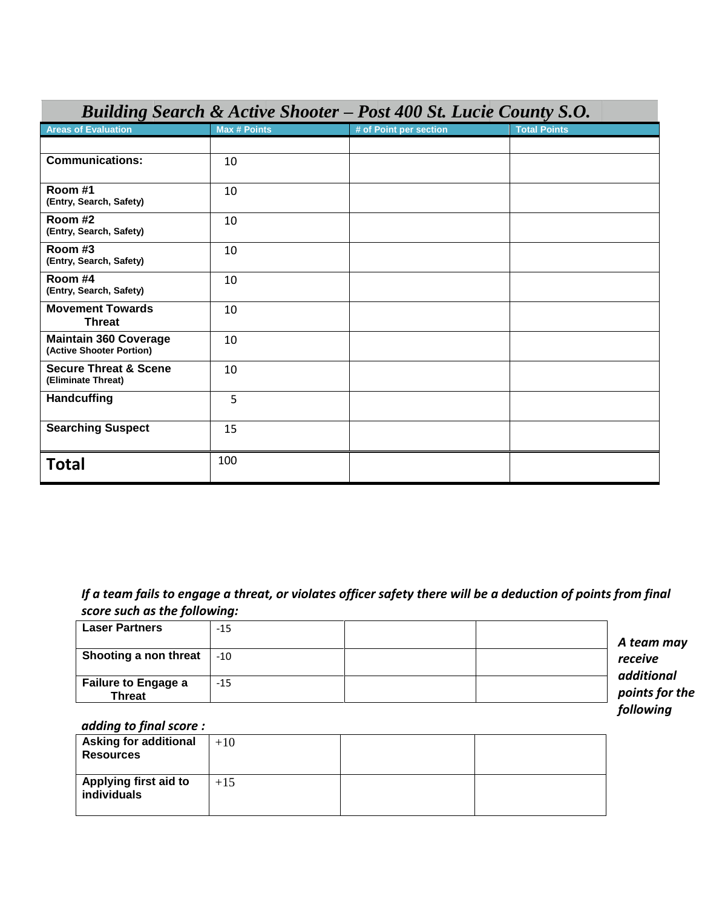# *Building Search & Active Shooter – Post 400 St. Lucie County S.O.*

| Areas of Evaluation | Max # Points | # of Point per section | Total Points |
|---|---|---|---|
| | | | |
| **Communications:** | 10 | | |
| **Room #1** (Entry, Search, Safety) | 10 | | |
| **Room #2** (Entry, Search, Safety) | 10 | | |
| **Room #3** (Entry, Search, Safety) | 10 | | |
| **Room #4** (Entry, Search, Safety) | 10 | | |
| **Movement Towards Threat** | 10 | | |
| **Maintain 360 Coverage** (Active Shooter Portion) | 10 | | |
| **Secure Threat & Scene** (Eliminate Threat) | 10 | | |
| **Handcuffing** | 5 | | |
| **Searching Suspect** | 15 | | |
| **Total** | 100 | | |

***If a team fails to engage a threat, or violates officer safety there will be a deduction of points from final score such as the following:***

| | | | |
|---|---|---|---|
| **Laser Partners** | -15 | | |
| **Shooting a non threat** | -10 | | |
| **Failure to Engage a Threat** | -15 | | |

***A team may receive additional points for the following adding to final score :***

| | | | |
|---|---|---|---|
| **Asking for additional Resources** | +10 | | |
| **Applying first aid to individuals** | +15 | | |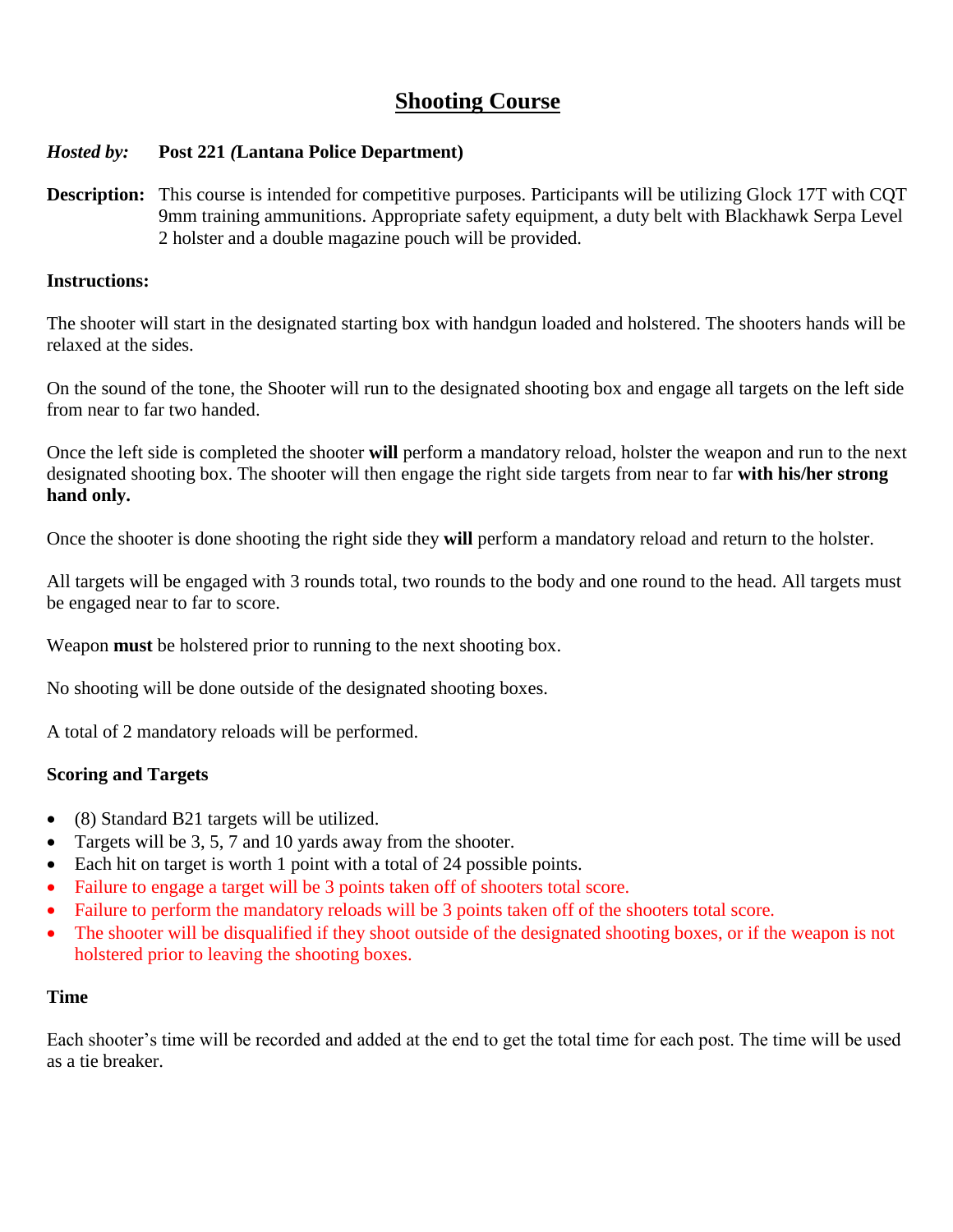# Shooting Course

***Hosted by:*** **Post 221 *(*Lantana Police Department)**

**Description:** This course is intended for competitive purposes. Participants will be utilizing Glock 17T with CQT 9mm training ammunitions. Appropriate safety equipment, a duty belt with Blackhawk Serpa Level 2 holster and a double magazine pouch will be provided.

**Instructions:**

The shooter will start in the designated starting box with handgun loaded and holstered. The shooters hands will be relaxed at the sides.

On the sound of the tone, the Shooter will run to the designated shooting box and engage all targets on the left side from near to far two handed.

Once the left side is completed the shooter **will** perform a mandatory reload, holster the weapon and run to the next designated shooting box. The shooter will then engage the right side targets from near to far **with his/her strong hand only.**

Once the shooter is done shooting the right side they **will** perform a mandatory reload and return to the holster.

All targets will be engaged with 3 rounds total, two rounds to the body and one round to the head. All targets must be engaged near to far to score.

Weapon **must** be holstered prior to running to the next shooting box.

No shooting will be done outside of the designated shooting boxes.

A total of 2 mandatory reloads will be performed.

**Scoring and Targets**

- (8) Standard B21 targets will be utilized.
- Targets will be 3, 5, 7 and 10 yards away from the shooter.
- Each hit on target is worth 1 point with a total of 24 possible points.
- Failure to engage a target will be 3 points taken off of shooters total score.
- Failure to perform the mandatory reloads will be 3 points taken off of the shooters total score.
- The shooter will be disqualified if they shoot outside of the designated shooting boxes, or if the weapon is not holstered prior to leaving the shooting boxes.

**Time**

Each shooter's time will be recorded and added at the end to get the total time for each post. The time will be used as a tie breaker.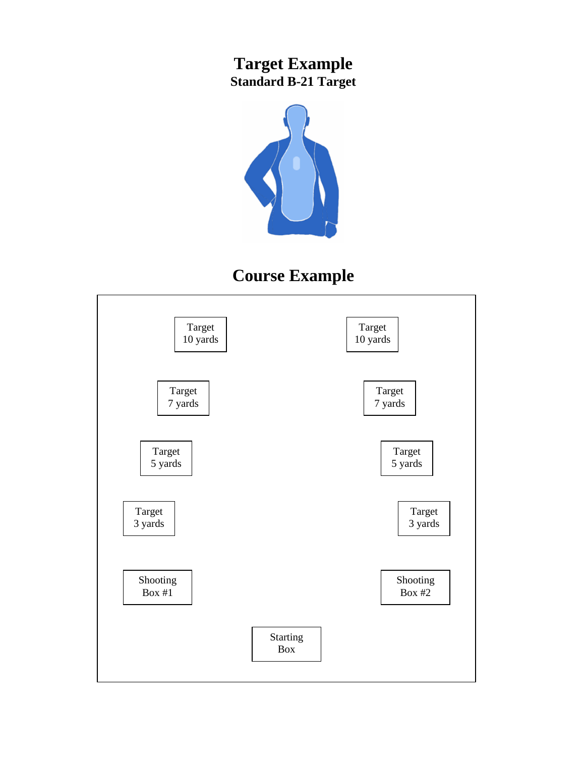# Target Example

**Standard B-21 Target**

# Course Example

| | |
|---|---|
| Target 10 yards | Target 10 yards |
| Target 7 yards | Target 7 yards |
| Target 5 yards | Target 5 yards |
| Target 3 yards | Target 3 yards |
| Shooting Box #1 | Shooting Box #2 |

Starting Box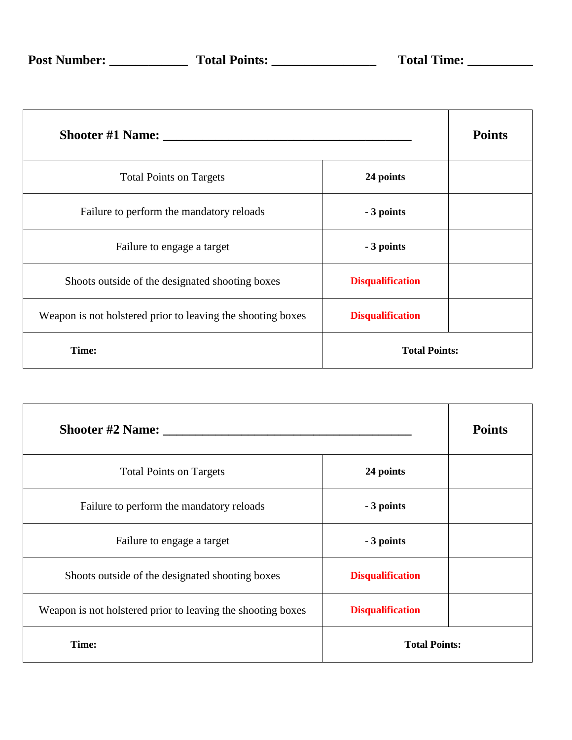**Post Number: ____________ Total Points: ________________ Total Time: __________**

| **Shooter #1 Name: ______________________________________** | | **Points** |
|---|---|---|
| Total Points on Targets | **24 points** | |
| Failure to perform the mandatory reloads | **- 3 points** | |
| Failure to engage a target | **- 3 points** | |
| Shoots outside of the designated shooting boxes | **Disqualification** | |
| Weapon is not holstered prior to leaving the shooting boxes | **Disqualification** | |
| **Time:** | **Total Points:** | |

| **Shooter #2 Name: ______________________________________** | | **Points** |
|---|---|---|
| Total Points on Targets | **24 points** | |
| Failure to perform the mandatory reloads | **- 3 points** | |
| Failure to engage a target | **- 3 points** | |
| Shoots outside of the designated shooting boxes | **Disqualification** | |
| Weapon is not holstered prior to leaving the shooting boxes | **Disqualification** | |
| **Time:** | **Total Points:** | |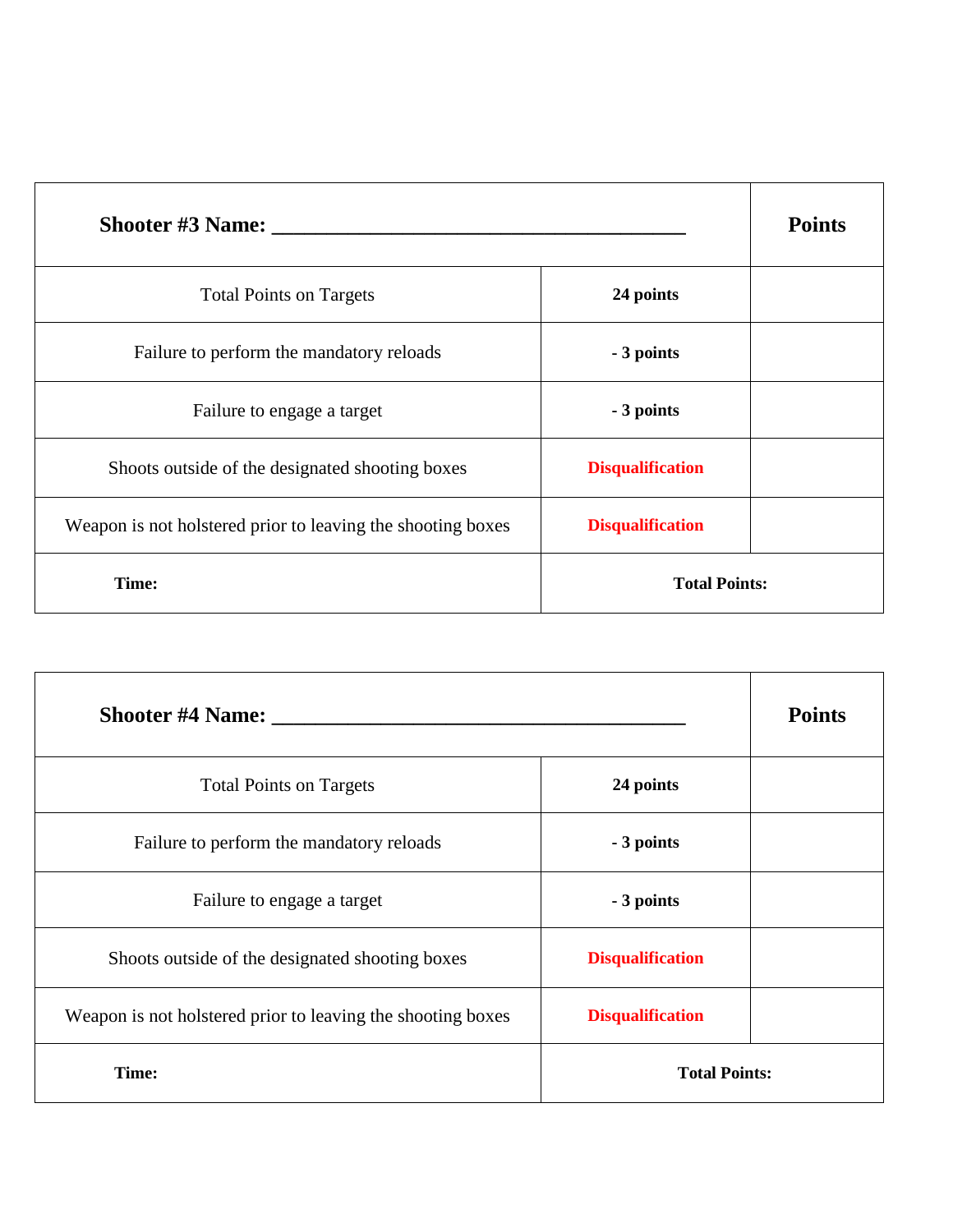| **Shooter #3 Name: ______________________________________** | | **Points** |
| --- | --- | --- |
| Total Points on Targets | **24 points** | |
| Failure to perform the mandatory reloads | **- 3 points** | |
| Failure to engage a target | **- 3 points** | |
| Shoots outside of the designated shooting boxes | **Disqualification** | |
| Weapon is not holstered prior to leaving the shooting boxes | **Disqualification** | |
| **Time:** | **Total Points:** | |

| **Shooter #4 Name: ______________________________________** | | **Points** |
| --- | --- | --- |
| Total Points on Targets | **24 points** | |
| Failure to perform the mandatory reloads | **- 3 points** | |
| Failure to engage a target | **- 3 points** | |
| Shoots outside of the designated shooting boxes | **Disqualification** | |
| Weapon is not holstered prior to leaving the shooting boxes | **Disqualification** | |
| **Time:** | **Total Points:** | |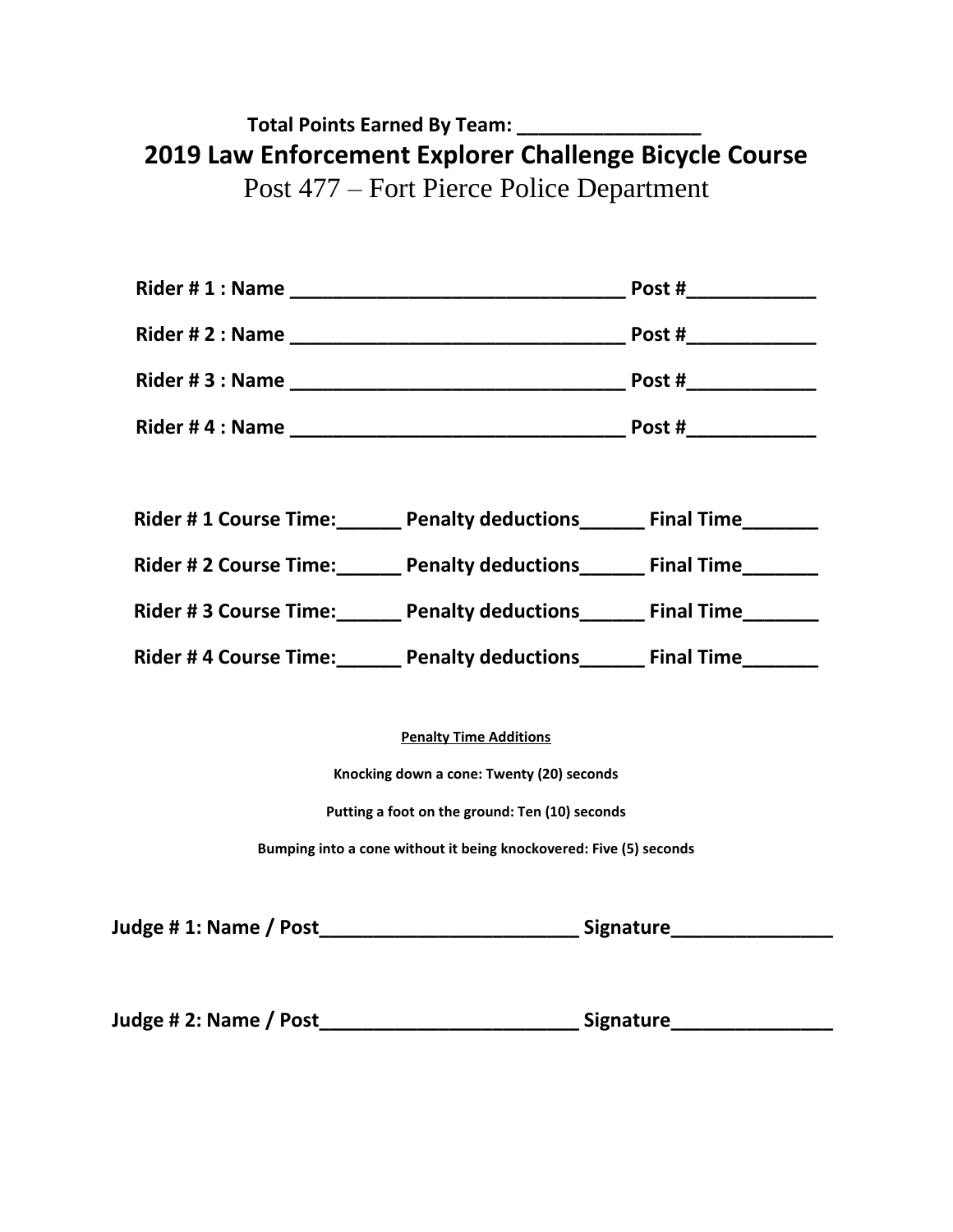**Total Points Earned By Team: ________________**

# 2019 Law Enforcement Explorer Challenge Bicycle Course

Post 477 – Fort Pierce Police Department

**Rider # 1 : Name ______________________________ Post #___________**

**Rider # 2 : Name ______________________________ Post #___________**

**Rider # 3 : Name ______________________________ Post #___________**

**Rider # 4 : Name ______________________________ Post #___________**

**Rider # 1 Course Time:______ Penalty deductions______ Final Time_______**

**Rider # 2 Course Time:______ Penalty deductions______ Final Time_______**

**Rider # 3 Course Time:______ Penalty deductions______ Final Time_______**

**Rider # 4 Course Time:______ Penalty deductions______ Final Time_______**

**<u>Penalty Time Additions</u>**

**Knocking down a cone: Twenty (20) seconds**

**Putting a foot on the ground: Ten (10) seconds**

**Bumping into a cone without it being knockovered: Five (5) seconds**

**Judge # 1: Name / Post_______________________ Signature______________**

**Judge # 2: Name / Post_______________________ Signature______________**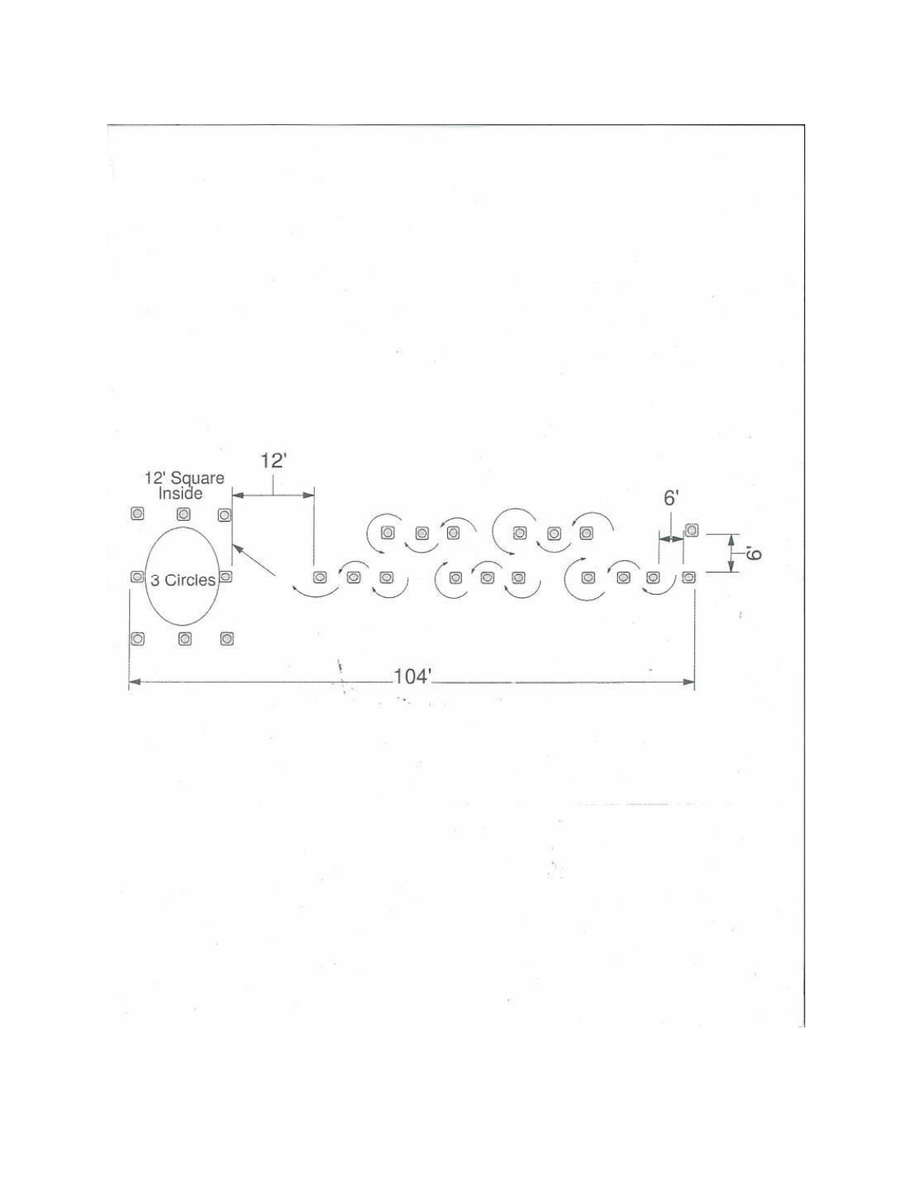12' Square Inside

12'

6'

6'

3 Circles

104'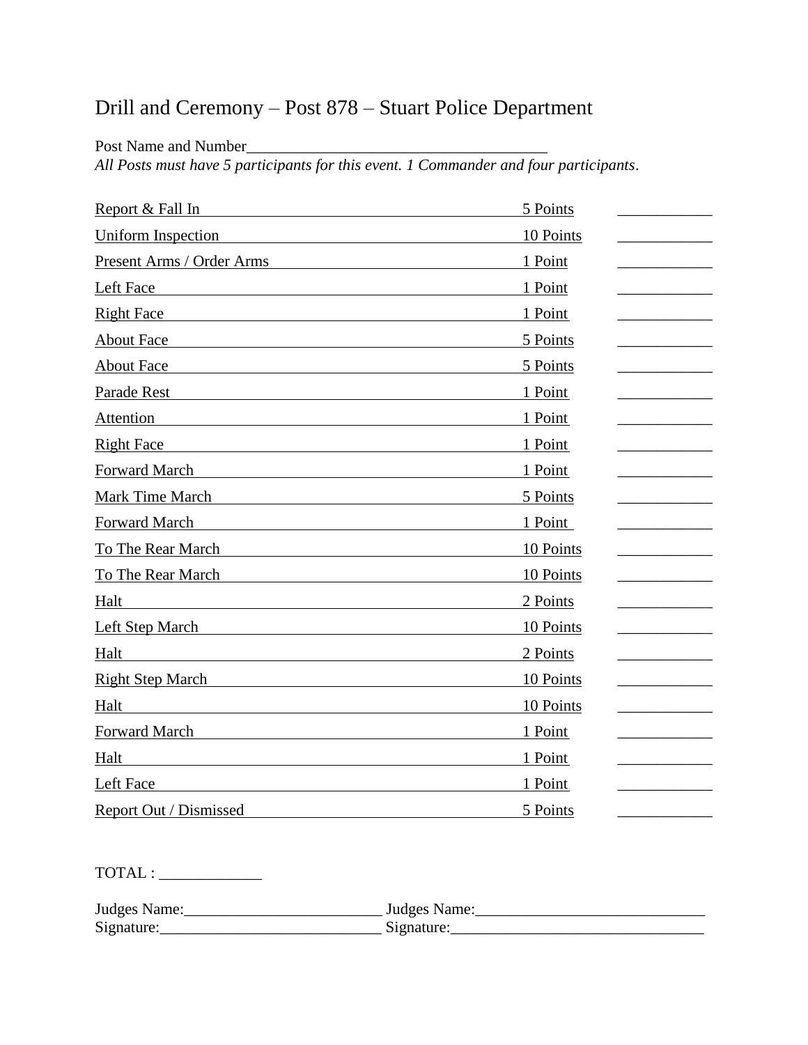# Drill and Ceremony – Post 878 – Stuart Police Department

Post Name and Number______________________________________

*All Posts must have 5 participants for this event. 1 Commander and four participants*.

| Event | Points | Score |
|---|---|---|
| Report & Fall In | 5 Points | ____________ |
| Uniform Inspection | 10 Points | ____________ |
| Present Arms / Order Arms | 1 Point | ____________ |
| Left Face | 1 Point | ____________ |
| Right Face | 1 Point | ____________ |
| About Face | 5 Points | ____________ |
| About Face | 5 Points | ____________ |
| Parade Rest | 1 Point | ____________ |
| Attention | 1 Point | ____________ |
| Right Face | 1 Point | ____________ |
| Forward March | 1 Point | ____________ |
| Mark Time March | 5 Points | ____________ |
| Forward March | 1 Point | ____________ |
| To The Rear March | 10 Points | ____________ |
| To The Rear March | 10 Points | ____________ |
| Halt | 2 Points | ____________ |
| Left Step March | 10 Points | ____________ |
| Halt | 2 Points | ____________ |
| Right Step March | 10 Points | ____________ |
| Halt | 10 Points | ____________ |
| Forward March | 1 Point | ____________ |
| Halt | 1 Point | ____________ |
| Left Face | 1 Point | ____________ |
| Report Out / Dismissed | 5 Points | ____________ |

TOTAL : _____________

Judges Name:_________________________ Judges Name:_____________________________

Signature:____________________________ Signature:_______________________________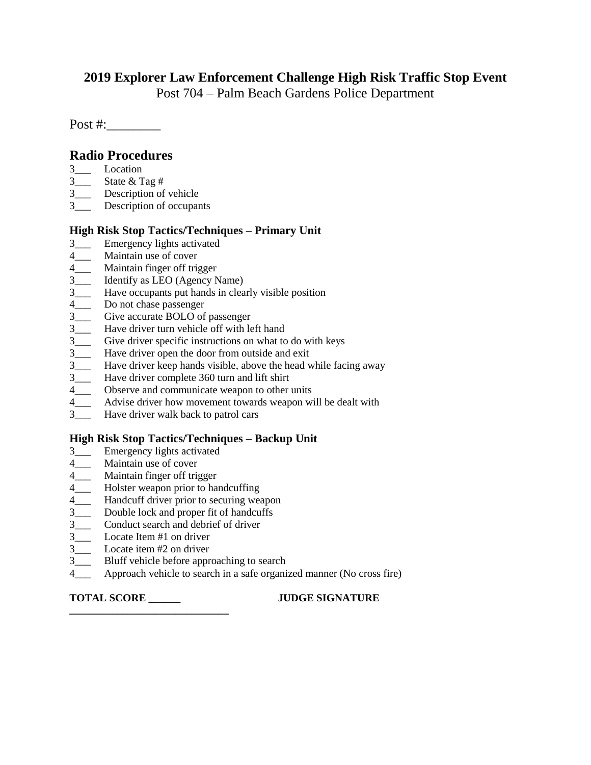# 2019 Explorer Law Enforcement Challenge High Risk Traffic Stop Event

Post 704 – Palm Beach Gardens Police Department

Post #:________

## Radio Procedures

3___ Location
3___ State & Tag #
3___ Description of vehicle
3___ Description of occupants

### High Risk Stop Tactics/Techniques – Primary Unit

3___ Emergency lights activated
4___ Maintain use of cover
4___ Maintain finger off trigger
3___ Identify as LEO (Agency Name)
3___ Have occupants put hands in clearly visible position
4___ Do not chase passenger
3___ Give accurate BOLO of passenger
3___ Have driver turn vehicle off with left hand
3___ Give driver specific instructions on what to do with keys
3___ Have driver open the door from outside and exit
3___ Have driver keep hands visible, above the head while facing away
3___ Have driver complete 360 turn and lift shirt
4___ Observe and communicate weapon to other units
4___ Advise driver how movement towards weapon will be dealt with
3___ Have driver walk back to patrol cars

### High Risk Stop Tactics/Techniques – Backup Unit

3___ Emergency lights activated
4___ Maintain use of cover
4___ Maintain finger off trigger
4___ Holster weapon prior to handcuffing
4___ Handcuff driver prior to securing weapon
3___ Double lock and proper fit of handcuffs
3___ Conduct search and debrief of driver
3___ Locate Item #1 on driver
3___ Locate item #2 on driver
3___ Bluff vehicle before approaching to search
4___ Approach vehicle to search in a safe organized manner (No cross fire)

**TOTAL SCORE ______** **JUDGE SIGNATURE ____________________________**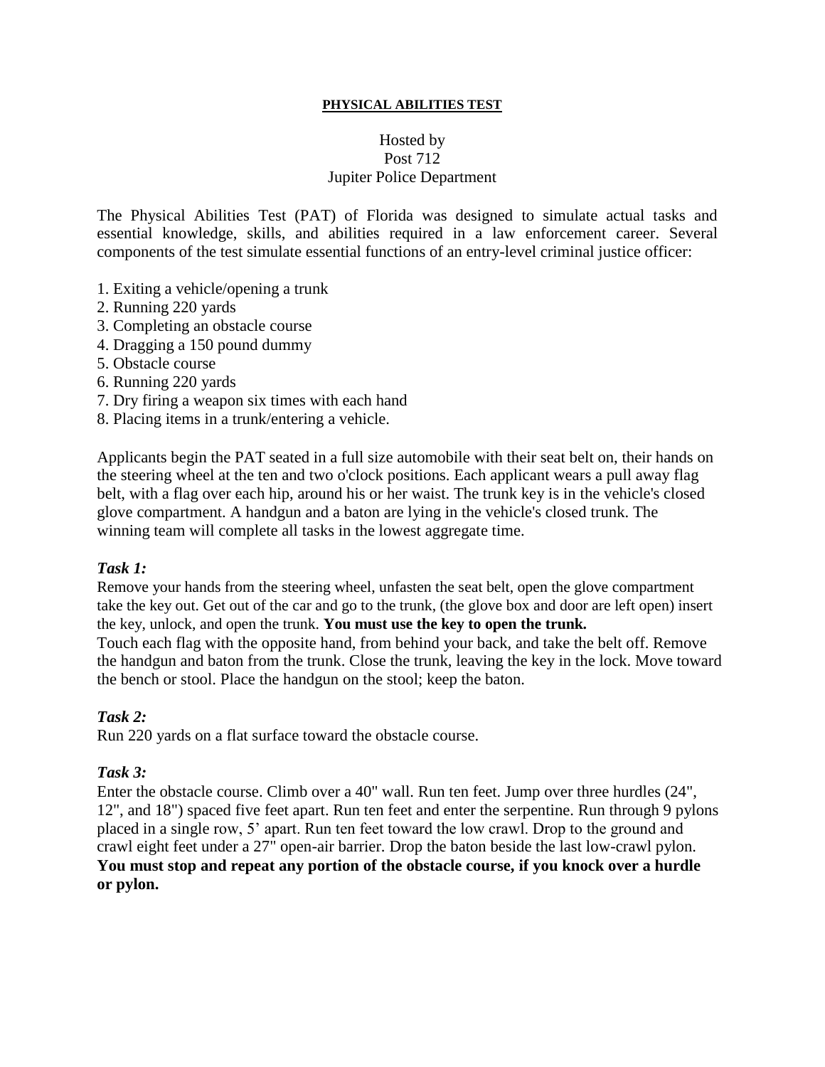## PHYSICAL ABILITIES TEST

Hosted by
Post 712
Jupiter Police Department

The Physical Abilities Test (PAT) of Florida was designed to simulate actual tasks and essential knowledge, skills, and abilities required in a law enforcement career. Several components of the test simulate essential functions of an entry-level criminal justice officer:

1. Exiting a vehicle/opening a trunk
2. Running 220 yards
3. Completing an obstacle course
4. Dragging a 150 pound dummy
5. Obstacle course
6. Running 220 yards
7. Dry firing a weapon six times with each hand
8. Placing items in a trunk/entering a vehicle.

Applicants begin the PAT seated in a full size automobile with their seat belt on, their hands on the steering wheel at the ten and two o'clock positions. Each applicant wears a pull away flag belt, with a flag over each hip, around his or her waist. The trunk key is in the vehicle's closed glove compartment. A handgun and a baton are lying in the vehicle's closed trunk. The winning team will complete all tasks in the lowest aggregate time.

### *Task 1:*

Remove your hands from the steering wheel, unfasten the seat belt, open the glove compartment take the key out. Get out of the car and go to the trunk, (the glove box and door are left open) insert the key, unlock, and open the trunk. **You must use the key to open the trunk.**
Touch each flag with the opposite hand, from behind your back, and take the belt off. Remove the handgun and baton from the trunk. Close the trunk, leaving the key in the lock. Move toward the bench or stool. Place the handgun on the stool; keep the baton.

### *Task 2:*

Run 220 yards on a flat surface toward the obstacle course.

### *Task 3:*

Enter the obstacle course. Climb over a 40" wall. Run ten feet. Jump over three hurdles (24", 12", and 18") spaced five feet apart. Run ten feet and enter the serpentine. Run through 9 pylons placed in a single row, 5' apart. Run ten feet toward the low crawl. Drop to the ground and crawl eight feet under a 27" open-air barrier. Drop the baton beside the last low-crawl pylon. **You must stop and repeat any portion of the obstacle course, if you knock over a hurdle or pylon.**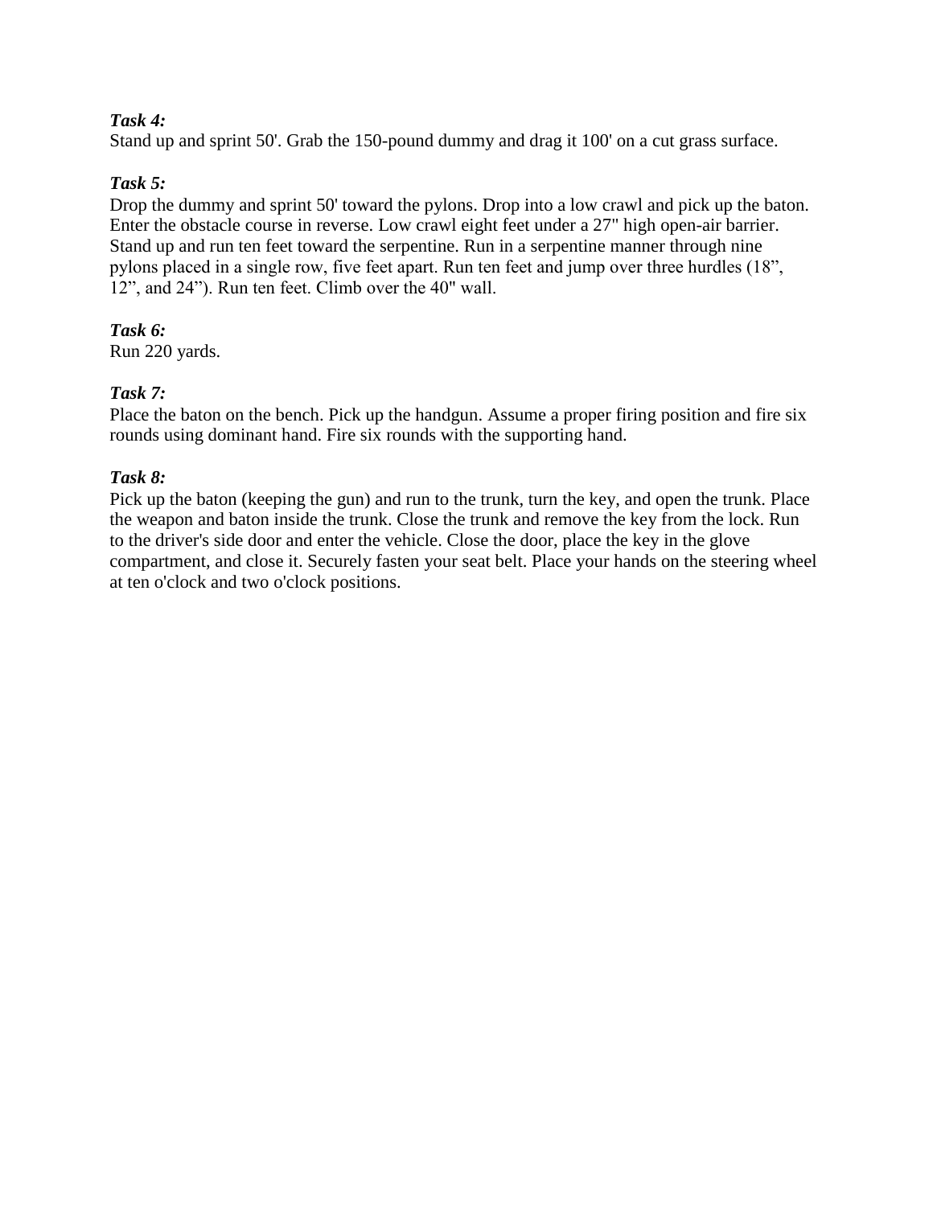***Task 4:***
Stand up and sprint 50'. Grab the 150-pound dummy and drag it 100' on a cut grass surface.

***Task 5:***
Drop the dummy and sprint 50' toward the pylons. Drop into a low crawl and pick up the baton. Enter the obstacle course in reverse. Low crawl eight feet under a 27" high open-air barrier. Stand up and run ten feet toward the serpentine. Run in a serpentine manner through nine pylons placed in a single row, five feet apart. Run ten feet and jump over three hurdles (18”, 12”, and 24”). Run ten feet. Climb over the 40" wall.

***Task 6:***
Run 220 yards.

***Task 7:***
Place the baton on the bench. Pick up the handgun. Assume a proper firing position and fire six rounds using dominant hand. Fire six rounds with the supporting hand.

***Task 8:***
Pick up the baton (keeping the gun) and run to the trunk, turn the key, and open the trunk. Place the weapon and baton inside the trunk. Close the trunk and remove the key from the lock. Run to the driver's side door and enter the vehicle. Close the door, place the key in the glove compartment, and close it. Securely fasten your seat belt. Place your hands on the steering wheel at ten o'clock and two o'clock positions.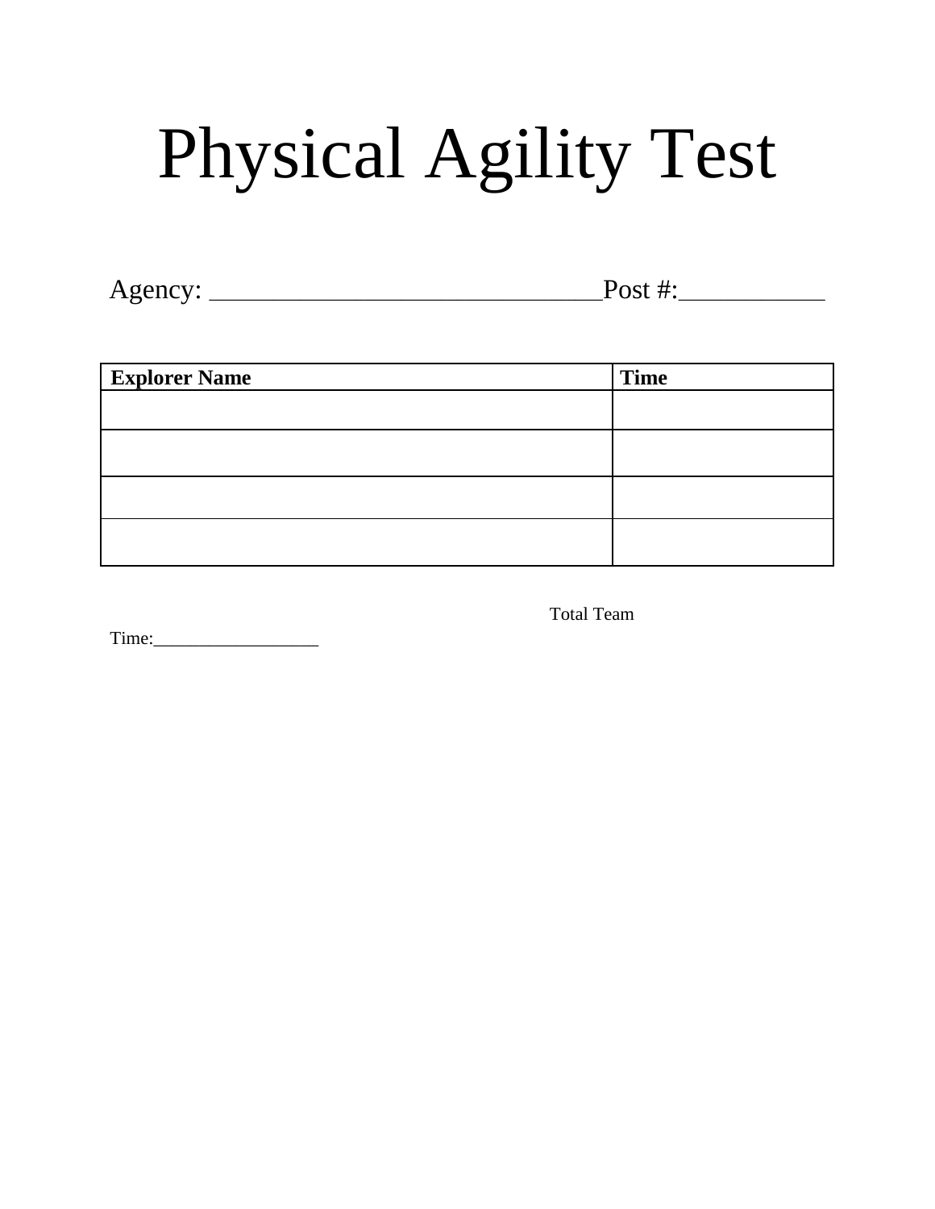# Physical Agility Test

Agency: ______________________________Post #:___________

| Explorer Name | Time |
| --- | --- |
| | |
| | |
| | |
| | |

Total Team Time:__________________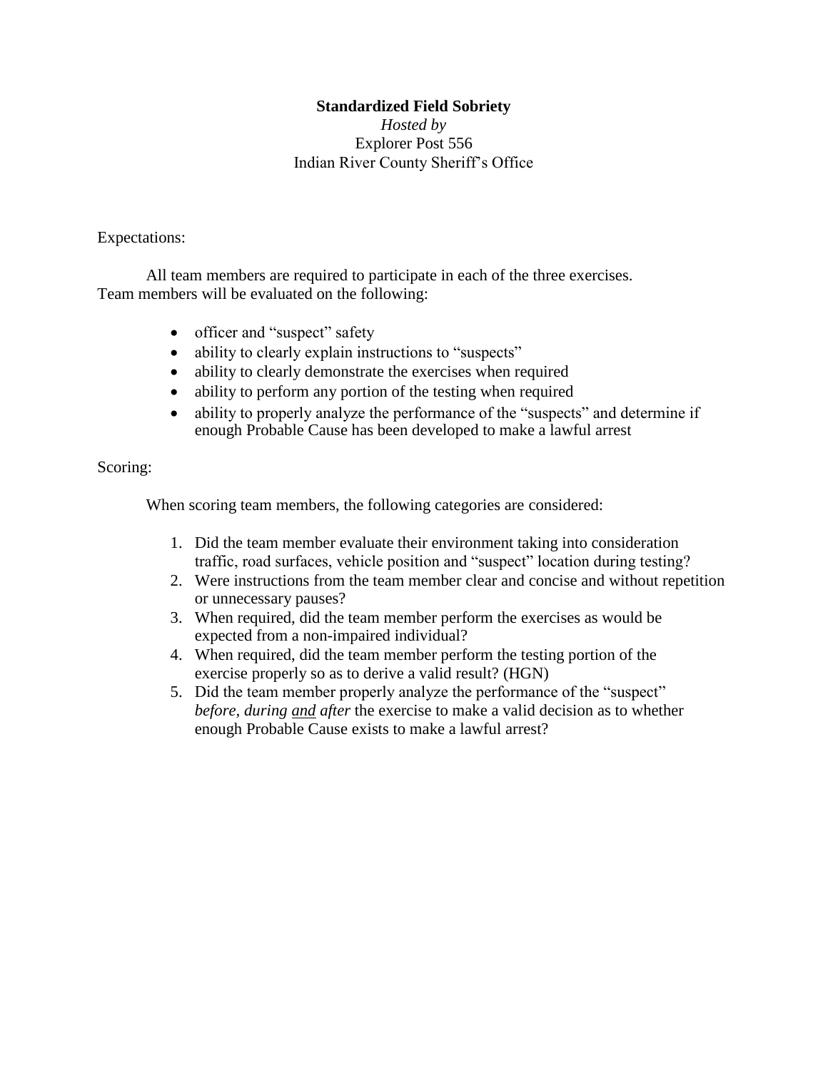**Standardized Field Sobriety**

*Hosted by*

Explorer Post 556

Indian River County Sheriff's Office

Expectations:

All team members are required to participate in each of the three exercises. Team members will be evaluated on the following:

- officer and "suspect" safety
- ability to clearly explain instructions to "suspects"
- ability to clearly demonstrate the exercises when required
- ability to perform any portion of the testing when required
- ability to properly analyze the performance of the "suspects" and determine if enough Probable Cause has been developed to make a lawful arrest

Scoring:

When scoring team members, the following categories are considered:

1. Did the team member evaluate their environment taking into consideration traffic, road surfaces, vehicle position and "suspect" location during testing?
2. Were instructions from the team member clear and concise and without repetition or unnecessary pauses?
3. When required, did the team member perform the exercises as would be expected from a non-impaired individual?
4. When required, did the team member perform the testing portion of the exercise properly so as to derive a valid result? (HGN)
5. Did the team member properly analyze the performance of the "suspect" *before, during* ***and*** *after* the exercise to make a valid decision as to whether enough Probable Cause exists to make a lawful arrest?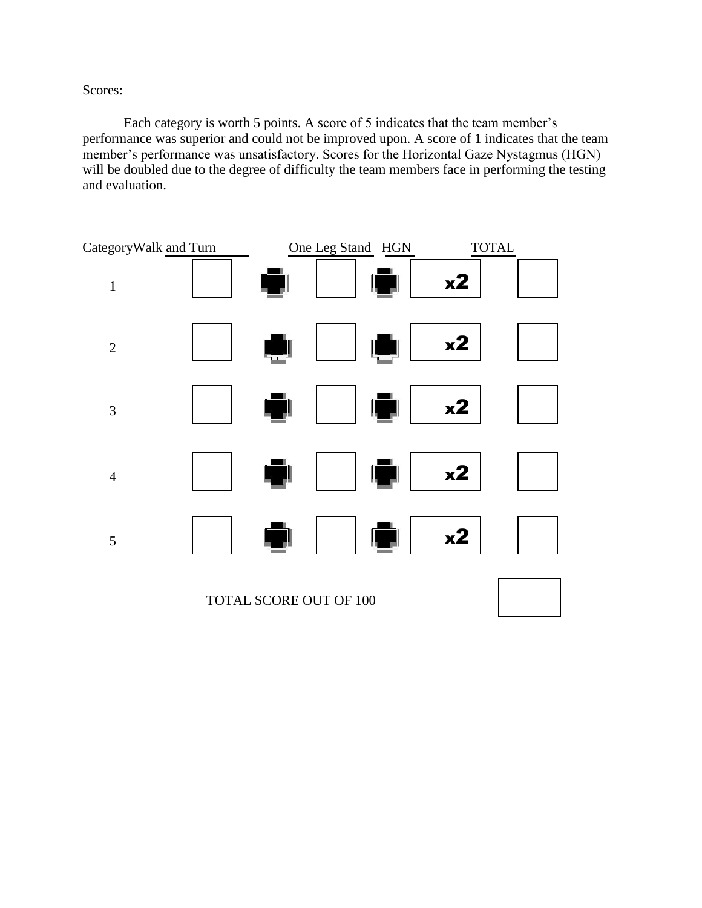Scores:

Each category is worth 5 points. A score of 5 indicates that the team member's performance was superior and could not be improved upon. A score of 1 indicates that the team member's performance was unsatisfactory. Scores for the Horizontal Gaze Nystagmus (HGN) will be doubled due to the degree of difficulty the team members face in performing the testing and evaluation.

| Category | Walk and Turn | | One Leg Stand | | HGN | TOTAL |
|---|---|---|---|---|---|---|
| 1 | | + | | + | x2 | |
| 2 | | + | | + | x2 | |
| 3 | | + | | + | x2 | |
| 4 | | + | | + | x2 | |
| 5 | | + | | + | x2 | |

TOTAL SCORE OUT OF 100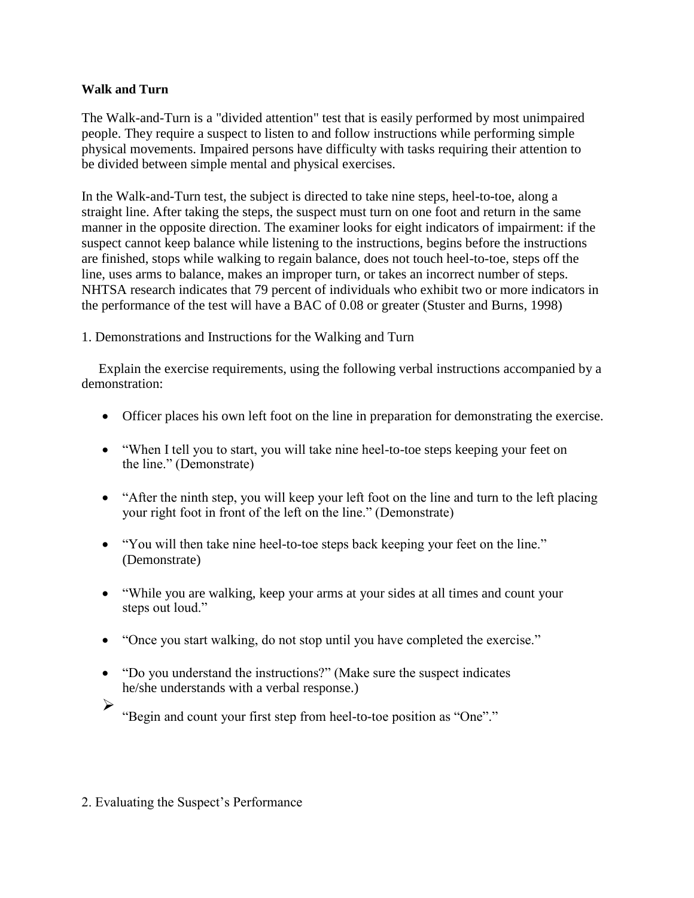**Walk and Turn**

The Walk-and-Turn is a "divided attention" test that is easily performed by most unimpaired people. They require a suspect to listen to and follow instructions while performing simple physical movements. Impaired persons have difficulty with tasks requiring their attention to be divided between simple mental and physical exercises.

In the Walk-and-Turn test, the subject is directed to take nine steps, heel-to-toe, along a straight line. After taking the steps, the suspect must turn on one foot and return in the same manner in the opposite direction. The examiner looks for eight indicators of impairment: if the suspect cannot keep balance while listening to the instructions, begins before the instructions are finished, stops while walking to regain balance, does not touch heel-to-toe, steps off the line, uses arms to balance, makes an improper turn, or takes an incorrect number of steps. NHTSA research indicates that 79 percent of individuals who exhibit two or more indicators in the performance of the test will have a BAC of 0.08 or greater (Stuster and Burns, 1998)

1. Demonstrations and Instructions for the Walking and Turn

Explain the exercise requirements, using the following verbal instructions accompanied by a demonstration:

- Officer places his own left foot on the line in preparation for demonstrating the exercise.
- "When I tell you to start, you will take nine heel-to-toe steps keeping your feet on the line." (Demonstrate)
- "After the ninth step, you will keep your left foot on the line and turn to the left placing your right foot in front of the left on the line." (Demonstrate)
- "You will then take nine heel-to-toe steps back keeping your feet on the line." (Demonstrate)
- "While you are walking, keep your arms at your sides at all times and count your steps out loud."
- "Once you start walking, do not stop until you have completed the exercise."
- "Do you understand the instructions?" (Make sure the suspect indicates he/she understands with a verbal response.)
- "Begin and count your first step from heel-to-toe position as "One"."

2. Evaluating the Suspect's Performance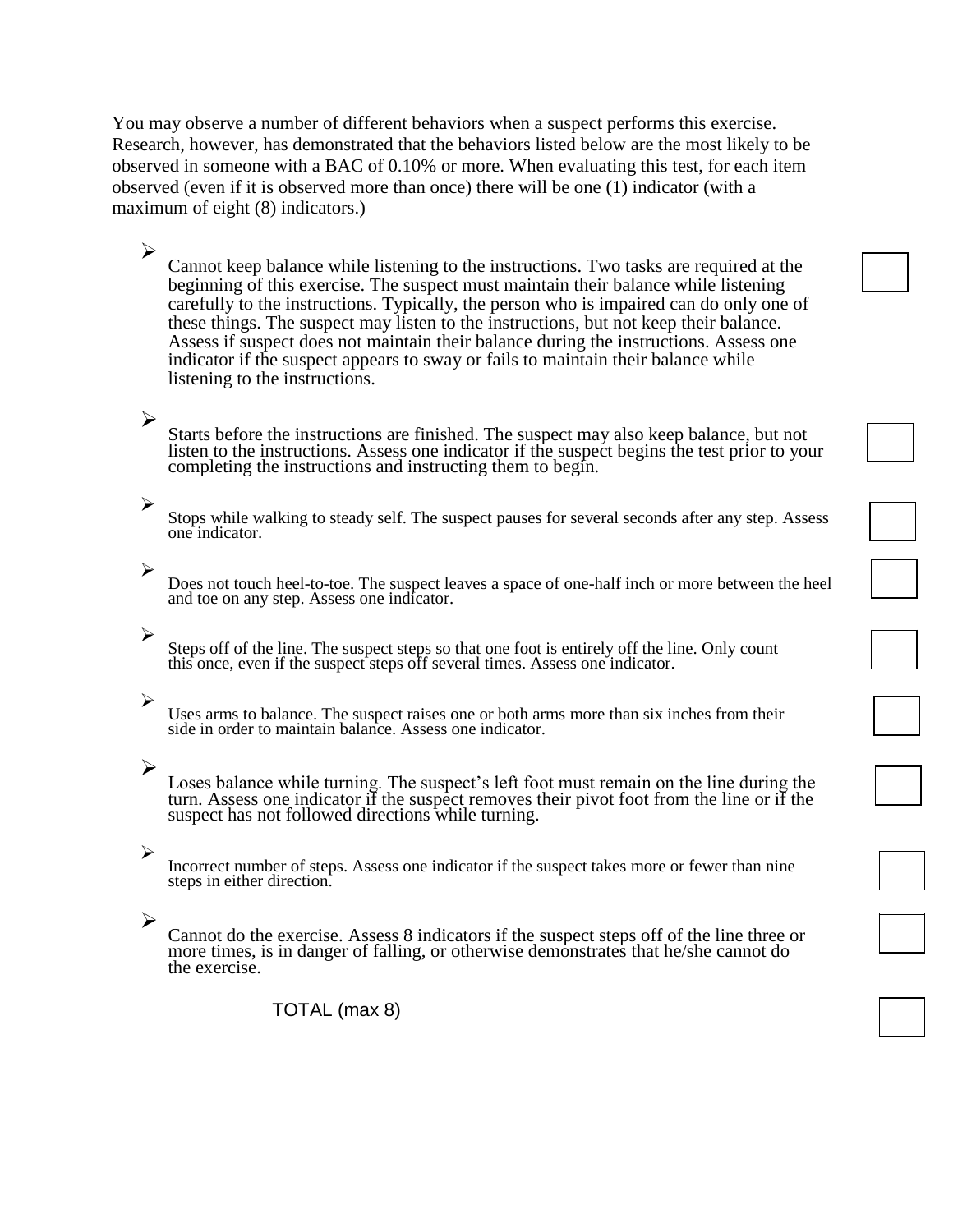You may observe a number of different behaviors when a suspect performs this exercise. Research, however, has demonstrated that the behaviors listed below are the most likely to be observed in someone with a BAC of 0.10% or more. When evaluating this test, for each item observed (even if it is observed more than once) there will be one (1) indicator (with a maximum of eight (8) indicators.)

- Cannot keep balance while listening to the instructions. Two tasks are required at the beginning of this exercise. The suspect must maintain their balance while listening carefully to the instructions. Typically, the person who is impaired can do only one of these things. The suspect may listen to the instructions, but not keep their balance. Assess if suspect does not maintain their balance during the instructions. Assess one indicator if the suspect appears to sway or fails to maintain their balance while listening to the instructions. ☐

- Starts before the instructions are finished. The suspect may also keep balance, but not listen to the instructions. Assess one indicator if the suspect begins the test prior to your completing the instructions and instructing them to begin. ☐

- Stops while walking to steady self. The suspect pauses for several seconds after any step. Assess one indicator. ☐

- Does not touch heel-to-toe. The suspect leaves a space of one-half inch or more between the heel and toe on any step. Assess one indicator. ☐

- Steps off of the line. The suspect steps so that one foot is entirely off the line. Only count this once, even if the suspect steps off several times. Assess one indicator. ☐

- Uses arms to balance. The suspect raises one or both arms more than six inches from their side in order to maintain balance. Assess one indicator. ☐

- Loses balance while turning. The suspect's left foot must remain on the line during the turn. Assess one indicator if the suspect removes their pivot foot from the line or if the suspect has not followed directions while turning. ☐

- Incorrect number of steps. Assess one indicator if the suspect takes more or fewer than nine steps in either direction. ☐

- Cannot do the exercise. Assess 8 indicators if the suspect steps off of the line three or more times, is in danger of falling, or otherwise demonstrates that he/she cannot do the exercise. ☐

TOTAL (max 8) ☐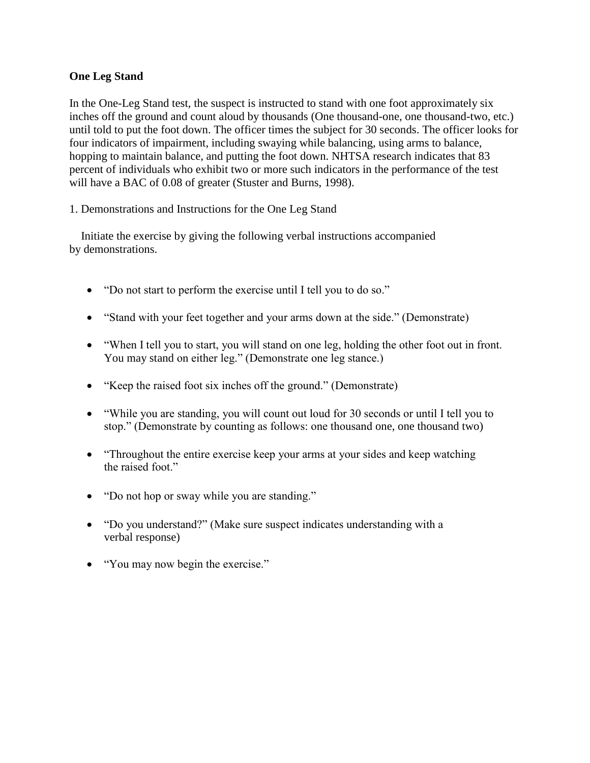**One Leg Stand**

In the One-Leg Stand test, the suspect is instructed to stand with one foot approximately six inches off the ground and count aloud by thousands (One thousand-one, one thousand-two, etc.) until told to put the foot down. The officer times the subject for 30 seconds. The officer looks for four indicators of impairment, including swaying while balancing, using arms to balance, hopping to maintain balance, and putting the foot down. NHTSA research indicates that 83 percent of individuals who exhibit two or more such indicators in the performance of the test will have a BAC of 0.08 of greater (Stuster and Burns, 1998).

1. Demonstrations and Instructions for the One Leg Stand

Initiate the exercise by giving the following verbal instructions accompanied by demonstrations.

- “Do not start to perform the exercise until I tell you to do so.”
- “Stand with your feet together and your arms down at the side.” (Demonstrate)
- “When I tell you to start, you will stand on one leg, holding the other foot out in front. You may stand on either leg.” (Demonstrate one leg stance.)
- “Keep the raised foot six inches off the ground.” (Demonstrate)
- “While you are standing, you will count out loud for 30 seconds or until I tell you to stop.” (Demonstrate by counting as follows: one thousand one, one thousand two)
- “Throughout the entire exercise keep your arms at your sides and keep watching the raised foot.”
- “Do not hop or sway while you are standing.”
- “Do you understand?” (Make sure suspect indicates understanding with a verbal response)
- “You may now begin the exercise.”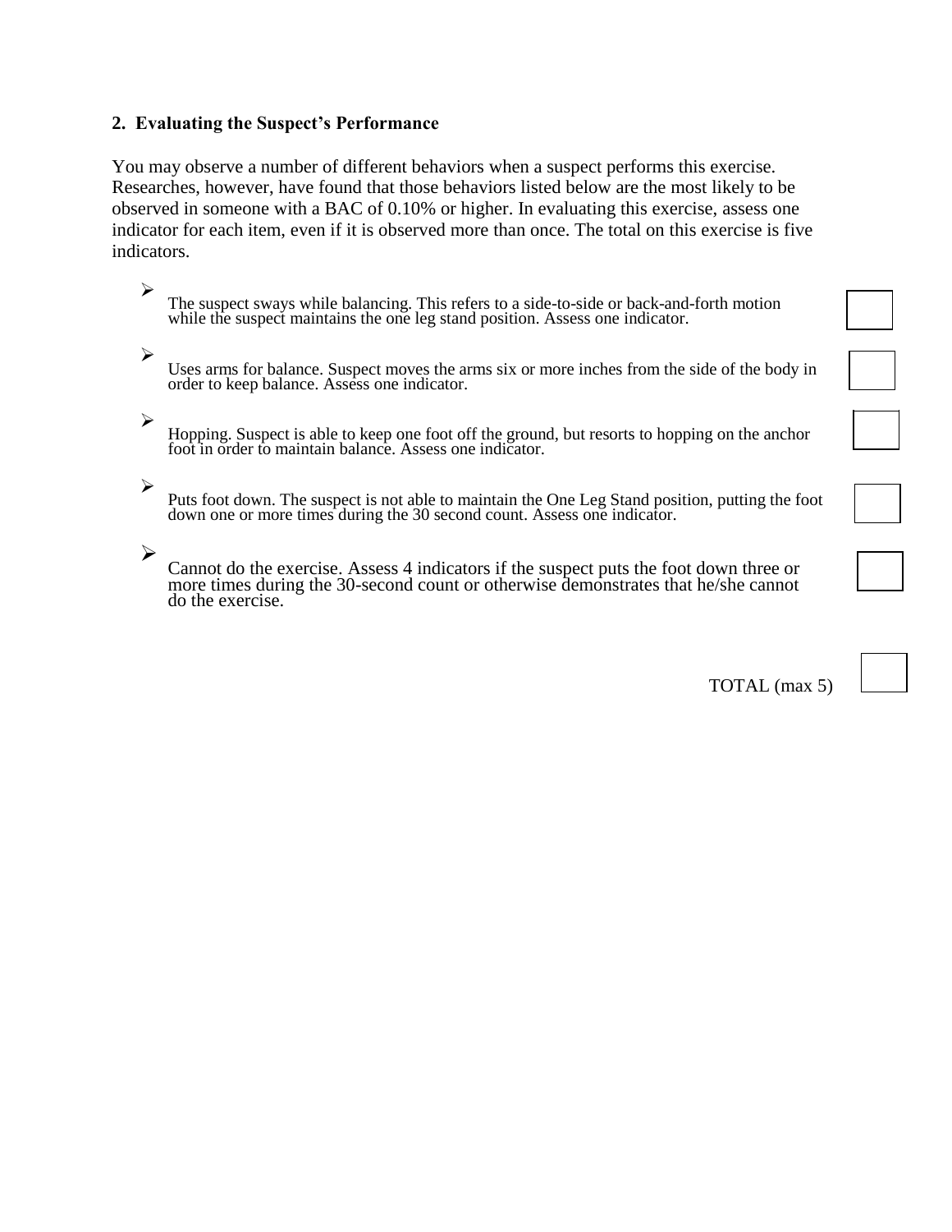### 2. Evaluating the Suspect's Performance

You may observe a number of different behaviors when a suspect performs this exercise. Researches, however, have found that those behaviors listed below are the most likely to be observed in someone with a BAC of 0.10% or higher. In evaluating this exercise, assess one indicator for each item, even if it is observed more than once. The total on this exercise is five indicators.

- The suspect sways while balancing. This refers to a side-to-side or back-and-forth motion while the suspect maintains the one leg stand position. Assess one indicator. ☐
- Uses arms for balance. Suspect moves the arms six or more inches from the side of the body in order to keep balance. Assess one indicator. ☐
- Hopping. Suspect is able to keep one foot off the ground, but resorts to hopping on the anchor foot in order to maintain balance. Assess one indicator. ☐
- Puts foot down. The suspect is not able to maintain the One Leg Stand position, putting the foot down one or more times during the 30 second count. Assess one indicator. ☐
- Cannot do the exercise. Assess 4 indicators if the suspect puts the foot down three or more times during the 30-second count or otherwise demonstrates that he/she cannot do the exercise. ☐

TOTAL (max 5) ☐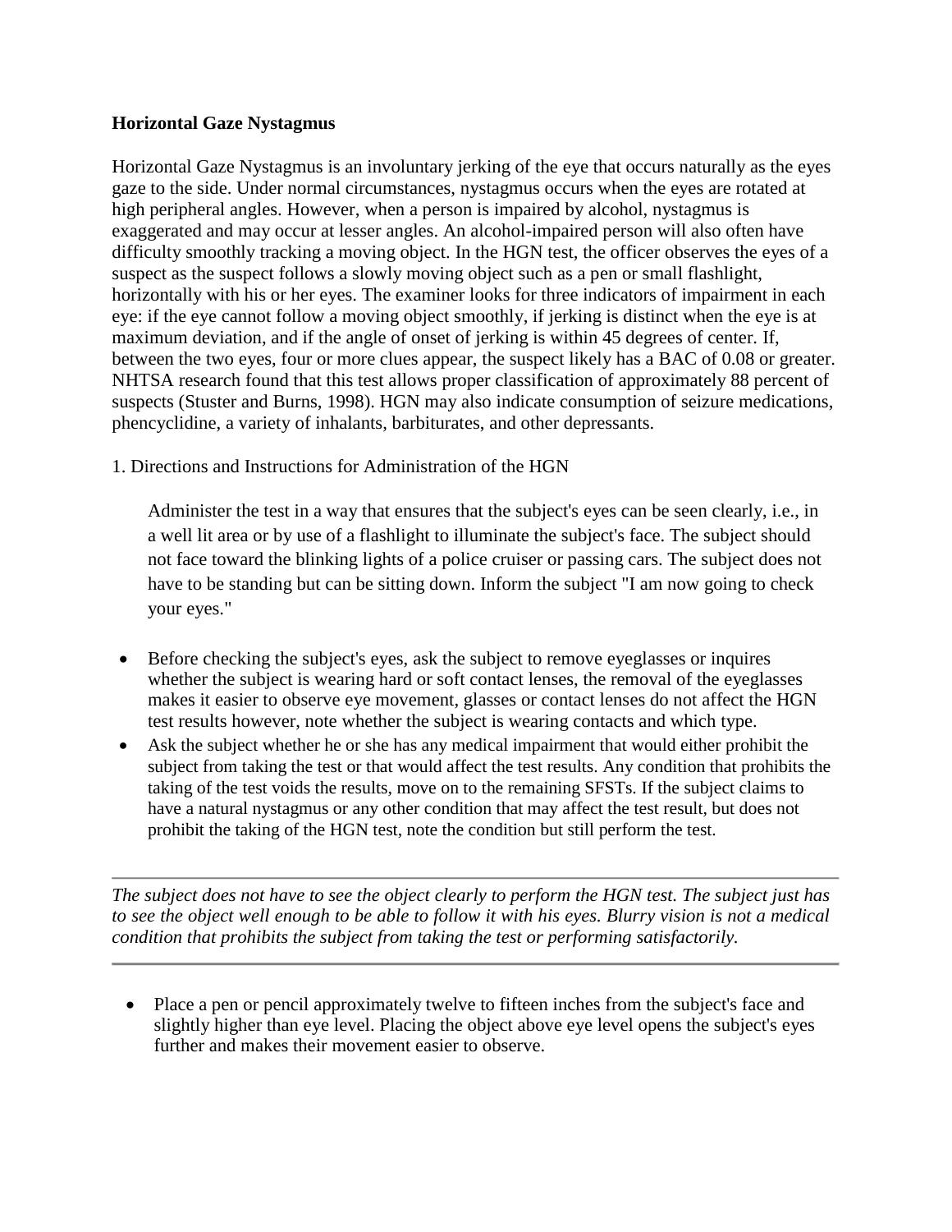**Horizontal Gaze Nystagmus**

Horizontal Gaze Nystagmus is an involuntary jerking of the eye that occurs naturally as the eyes gaze to the side. Under normal circumstances, nystagmus occurs when the eyes are rotated at high peripheral angles. However, when a person is impaired by alcohol, nystagmus is exaggerated and may occur at lesser angles. An alcohol-impaired person will also often have difficulty smoothly tracking a moving object. In the HGN test, the officer observes the eyes of a suspect as the suspect follows a slowly moving object such as a pen or small flashlight, horizontally with his or her eyes. The examiner looks for three indicators of impairment in each eye: if the eye cannot follow a moving object smoothly, if jerking is distinct when the eye is at maximum deviation, and if the angle of onset of jerking is within 45 degrees of center. If, between the two eyes, four or more clues appear, the suspect likely has a BAC of 0.08 or greater. NHTSA research found that this test allows proper classification of approximately 88 percent of suspects (Stuster and Burns, 1998). HGN may also indicate consumption of seizure medications, phencyclidine, a variety of inhalants, barbiturates, and other depressants.

1. Directions and Instructions for Administration of the HGN

Administer the test in a way that ensures that the subject's eyes can be seen clearly, i.e., in a well lit area or by use of a flashlight to illuminate the subject's face. The subject should not face toward the blinking lights of a police cruiser or passing cars. The subject does not have to be standing but can be sitting down. Inform the subject "I am now going to check your eyes."

- Before checking the subject's eyes, ask the subject to remove eyeglasses or inquires whether the subject is wearing hard or soft contact lenses, the removal of the eyeglasses makes it easier to observe eye movement, glasses or contact lenses do not affect the HGN test results however, note whether the subject is wearing contacts and which type.
- Ask the subject whether he or she has any medical impairment that would either prohibit the subject from taking the test or that would affect the test results. Any condition that prohibits the taking of the test voids the results, move on to the remaining SFSTs. If the subject claims to have a natural nystagmus or any other condition that may affect the test result, but does not prohibit the taking of the HGN test, note the condition but still perform the test.

---

*The subject does not have to see the object clearly to perform the HGN test. The subject just has to see the object well enough to be able to follow it with his eyes. Blurry vision is not a medical condition that prohibits the subject from taking the test or performing satisfactorily.*

---

- Place a pen or pencil approximately twelve to fifteen inches from the subject's face and slightly higher than eye level. Placing the object above eye level opens the subject's eyes further and makes their movement easier to observe.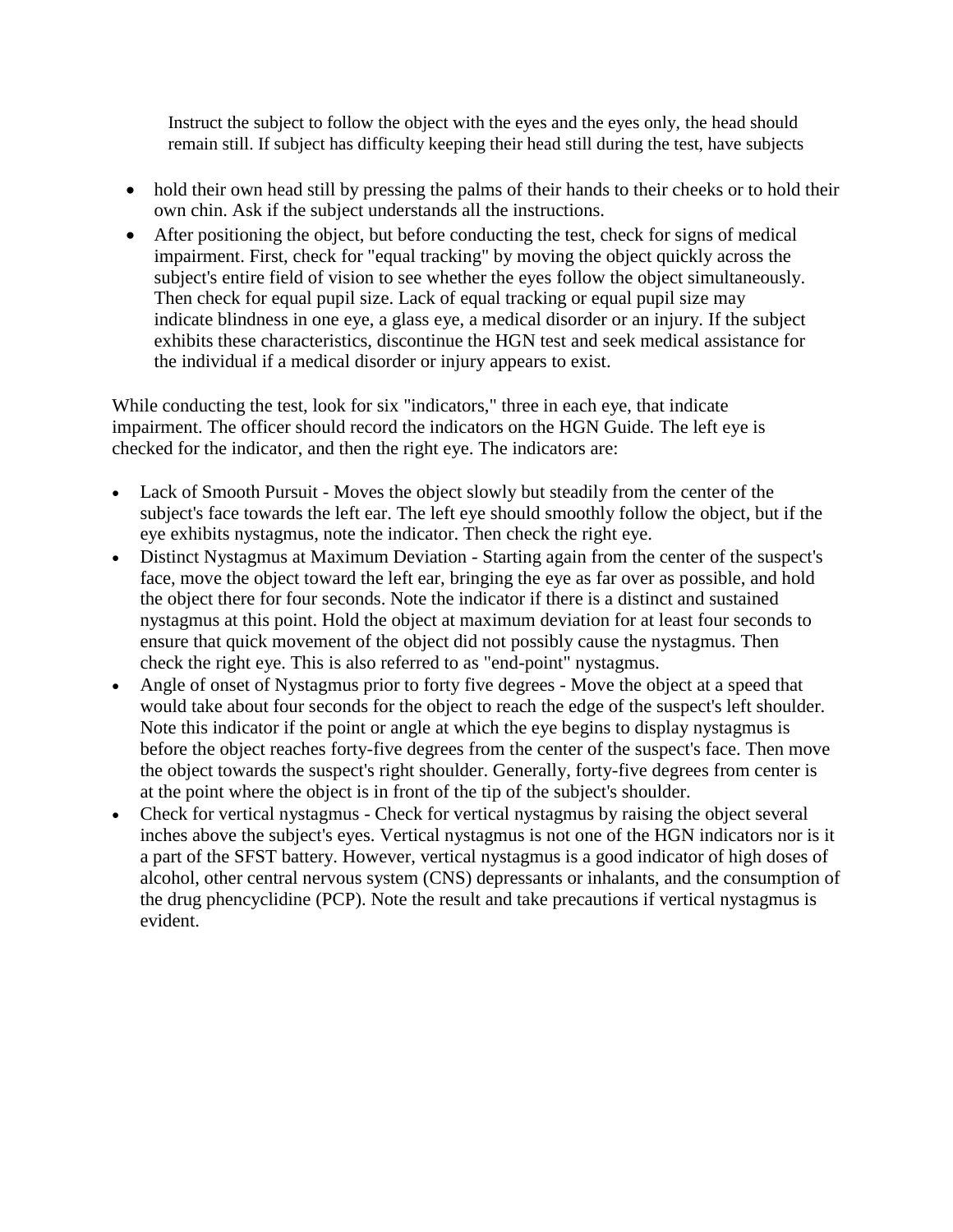Instruct the subject to follow the object with the eyes and the eyes only, the head should remain still. If subject has difficulty keeping their head still during the test, have subjects

- hold their own head still by pressing the palms of their hands to their cheeks or to hold their own chin. Ask if the subject understands all the instructions.
- After positioning the object, but before conducting the test, check for signs of medical impairment. First, check for "equal tracking" by moving the object quickly across the subject's entire field of vision to see whether the eyes follow the object simultaneously. Then check for equal pupil size. Lack of equal tracking or equal pupil size may indicate blindness in one eye, a glass eye, a medical disorder or an injury. If the subject exhibits these characteristics, discontinue the HGN test and seek medical assistance for the individual if a medical disorder or injury appears to exist.

While conducting the test, look for six "indicators," three in each eye, that indicate impairment. The officer should record the indicators on the HGN Guide. The left eye is checked for the indicator, and then the right eye. The indicators are:

- Lack of Smooth Pursuit - Moves the object slowly but steadily from the center of the subject's face towards the left ear. The left eye should smoothly follow the object, but if the eye exhibits nystagmus, note the indicator. Then check the right eye.
- Distinct Nystagmus at Maximum Deviation - Starting again from the center of the suspect's face, move the object toward the left ear, bringing the eye as far over as possible, and hold the object there for four seconds. Note the indicator if there is a distinct and sustained nystagmus at this point. Hold the object at maximum deviation for at least four seconds to ensure that quick movement of the object did not possibly cause the nystagmus. Then check the right eye. This is also referred to as "end-point" nystagmus.
- Angle of onset of Nystagmus prior to forty five degrees - Move the object at a speed that would take about four seconds for the object to reach the edge of the suspect's left shoulder. Note this indicator if the point or angle at which the eye begins to display nystagmus is before the object reaches forty-five degrees from the center of the suspect's face. Then move the object towards the suspect's right shoulder. Generally, forty-five degrees from center is at the point where the object is in front of the tip of the subject's shoulder.
- Check for vertical nystagmus - Check for vertical nystagmus by raising the object several inches above the subject's eyes. Vertical nystagmus is not one of the HGN indicators nor is it a part of the SFST battery. However, vertical nystagmus is a good indicator of high doses of alcohol, other central nervous system (CNS) depressants or inhalants, and the consumption of the drug phencyclidine (PCP). Note the result and take precautions if vertical nystagmus is evident.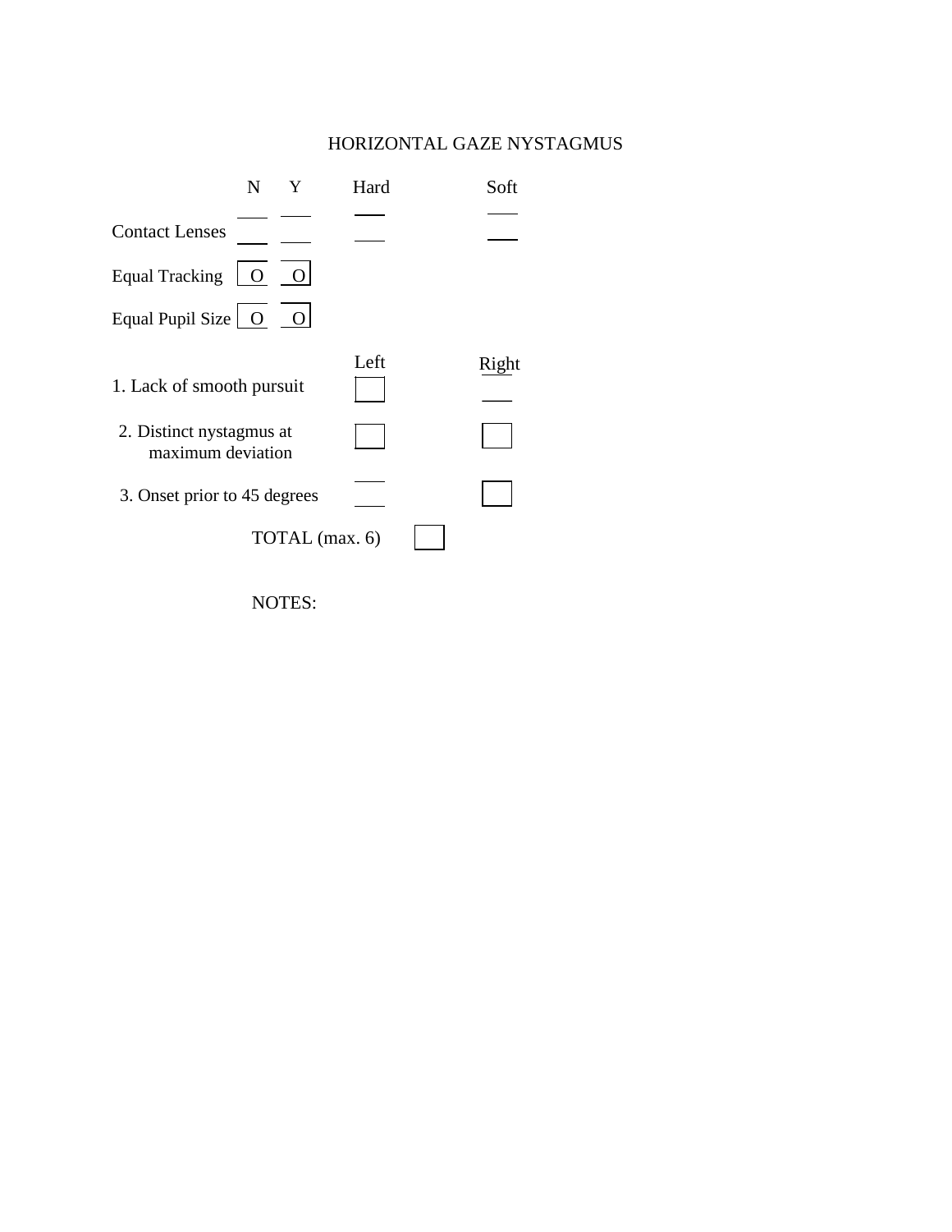# HORIZONTAL GAZE NYSTAGMUS

|  | N | Y | Hard | Soft |
|---|---|---|---|---|
| Contact Lenses | ___ | ___ | ___ | ___ |
| Equal Tracking | O | O |  |  |
| Equal Pupil Size | O | O |  |  |

|  | Left | Right |
|---|---|---|
| 1. Lack of smooth pursuit | ☐ | ___ |
| 2. Distinct nystagmus at maximum deviation | ☐ | ☐ |
| 3. Onset prior to 45 degrees | ___ | ☐ |

TOTAL (max. 6) ☐

NOTES: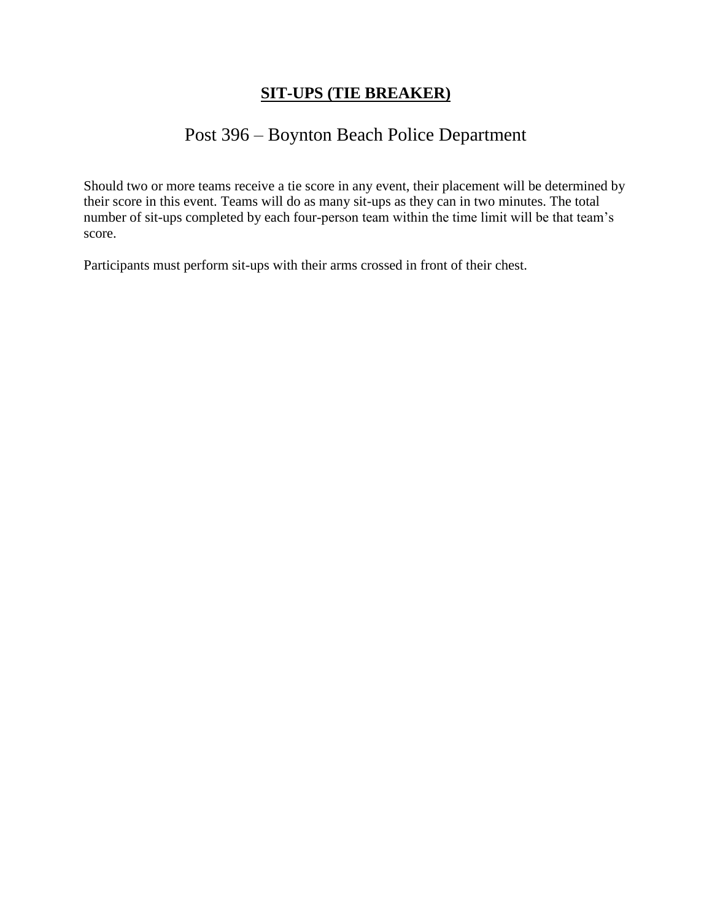# **SIT-UPS (TIE BREAKER)**

## Post 396 – Boynton Beach Police Department

Should two or more teams receive a tie score in any event, their placement will be determined by their score in this event. Teams will do as many sit-ups as they can in two minutes. The total number of sit-ups completed by each four-person team within the time limit will be that team's score.

Participants must perform sit-ups with their arms crossed in front of their chest.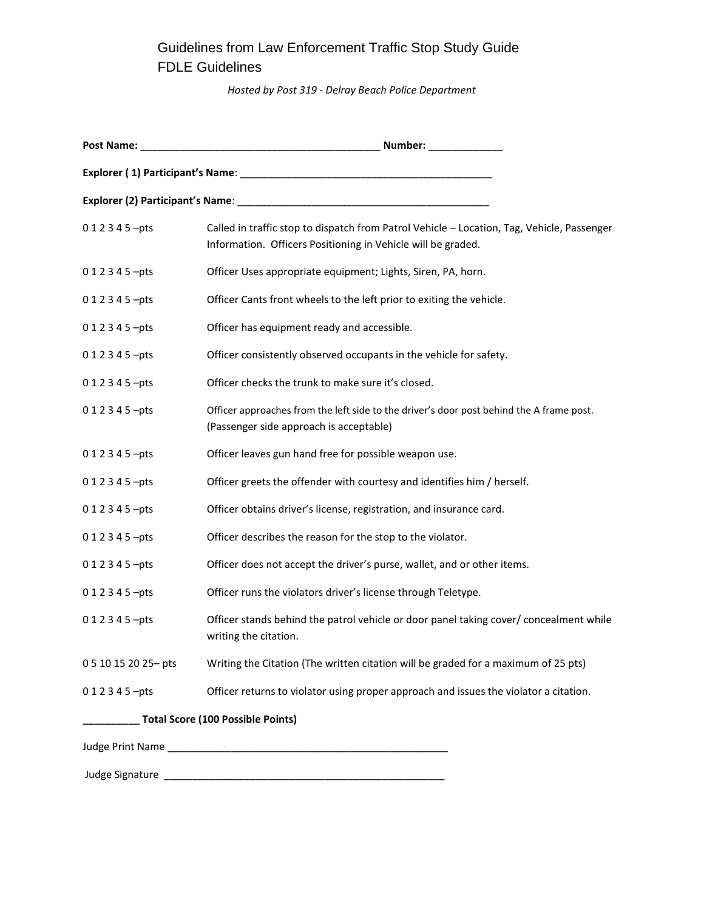# Guidelines from Law Enforcement Traffic Stop Study Guide
# FDLE Guidelines

*Hosted by Post 319 - Delray Beach Police Department*

**Post Name:** __________________________________________ **Number:** _____________

**Explorer ( 1) Participant's Name**: _____________________________________________

**Explorer (2) Participant's Name**: _____________________________________________

| Points | Criteria |
|---|---|
| 0 1 2 3 4 5 –pts | Called in traffic stop to dispatch from Patrol Vehicle – Location, Tag, Vehicle, Passenger Information. Officers Positioning in Vehicle will be graded. |
| 0 1 2 3 4 5 –pts | Officer Uses appropriate equipment; Lights, Siren, PA, horn. |
| 0 1 2 3 4 5 –pts | Officer Cants front wheels to the left prior to exiting the vehicle. |
| 0 1 2 3 4 5 –pts | Officer has equipment ready and accessible. |
| 0 1 2 3 4 5 –pts | Officer consistently observed occupants in the vehicle for safety. |
| 0 1 2 3 4 5 –pts | Officer checks the trunk to make sure it's closed. |
| 0 1 2 3 4 5 –pts | Officer approaches from the left side to the driver's door post behind the A frame post. (Passenger side approach is acceptable) |
| 0 1 2 3 4 5 –pts | Officer leaves gun hand free for possible weapon use. |
| 0 1 2 3 4 5 –pts | Officer greets the offender with courtesy and identifies him / herself. |
| 0 1 2 3 4 5 –pts | Officer obtains driver's license, registration, and insurance card. |
| 0 1 2 3 4 5 –pts | Officer describes the reason for the stop to the violator. |
| 0 1 2 3 4 5 –pts | Officer does not accept the driver's purse, wallet, and or other items. |
| 0 1 2 3 4 5 –pts | Officer runs the violators driver's license through Teletype. |
| 0 1 2 3 4 5 –pts | Officer stands behind the patrol vehicle or door panel taking cover/ concealment while writing the citation. |
| 0 5 10 15 20 25– pts | Writing the Citation (The written citation will be graded for a maximum of 25 pts) |
| 0 1 2 3 4 5 –pts | Officer returns to violator using proper approach and issues the violator a citation. |

**__________ Total Score (100 Possible Points)**

Judge Print Name __________________________________________________

Judge Signature __________________________________________________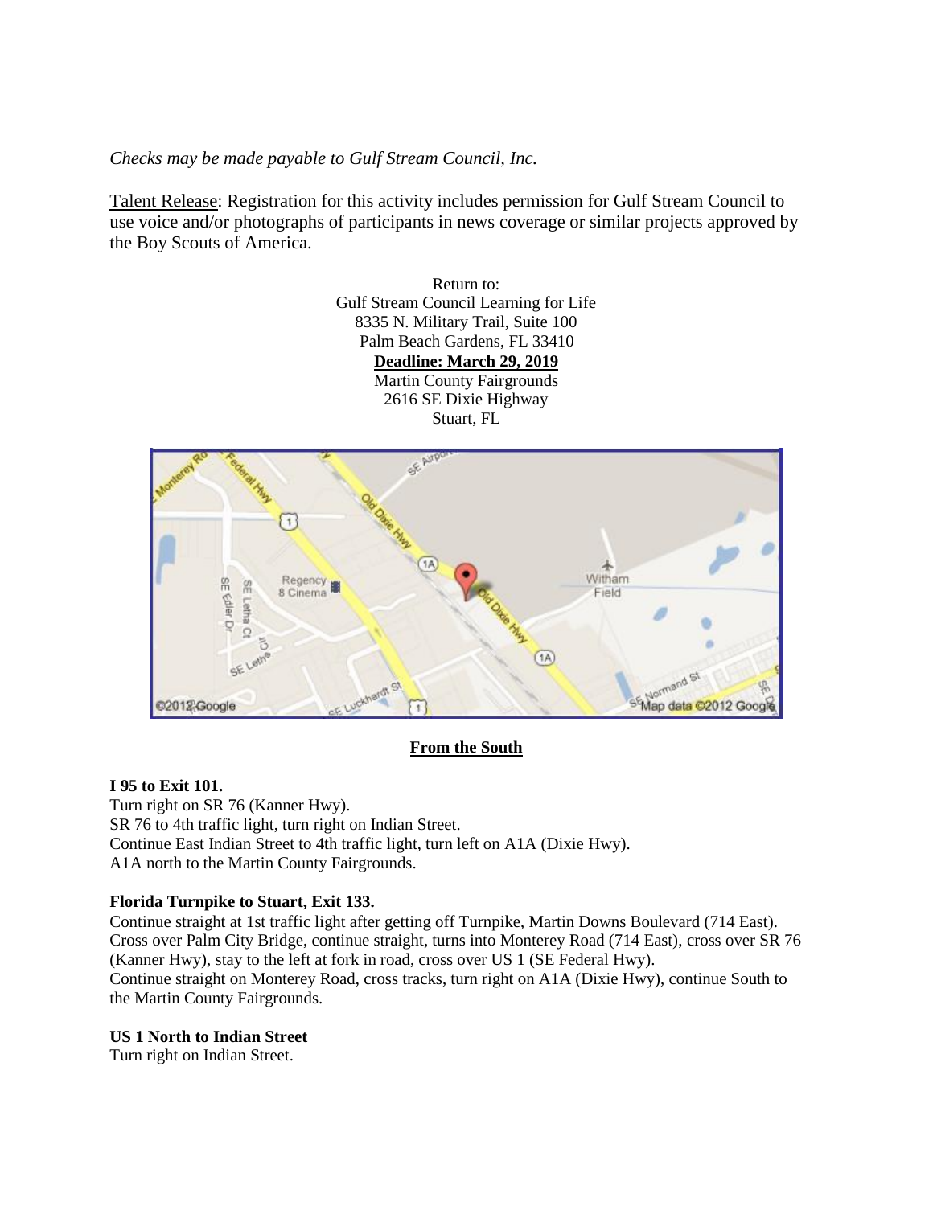*Checks may be made payable to Gulf Stream Council, Inc.*

Talent Release: Registration for this activity includes permission for Gulf Stream Council to use voice and/or photographs of participants in news coverage or similar projects approved by the Boy Scouts of America.

Return to:
Gulf Stream Council Learning for Life
8335 N. Military Trail, Suite 100
Palm Beach Gardens, FL 33410
**Deadline: March 29, 2019**
Martin County Fairgrounds
2616 SE Dixie Highway
Stuart, FL

**From the South**

**I 95 to Exit 101.**
Turn right on SR 76 (Kanner Hwy).
SR 76 to 4th traffic light, turn right on Indian Street.
Continue East Indian Street to 4th traffic light, turn left on A1A (Dixie Hwy).
A1A north to the Martin County Fairgrounds.

**Florida Turnpike to Stuart, Exit 133.**
Continue straight at 1st traffic light after getting off Turnpike, Martin Downs Boulevard (714 East).
Cross over Palm City Bridge, continue straight, turns into Monterey Road (714 East), cross over SR 76 (Kanner Hwy), stay to the left at fork in road, cross over US 1 (SE Federal Hwy).
Continue straight on Monterey Road, cross tracks, turn right on A1A (Dixie Hwy), continue South to the Martin County Fairgrounds.

**US 1 North to Indian Street**
Turn right on Indian Street.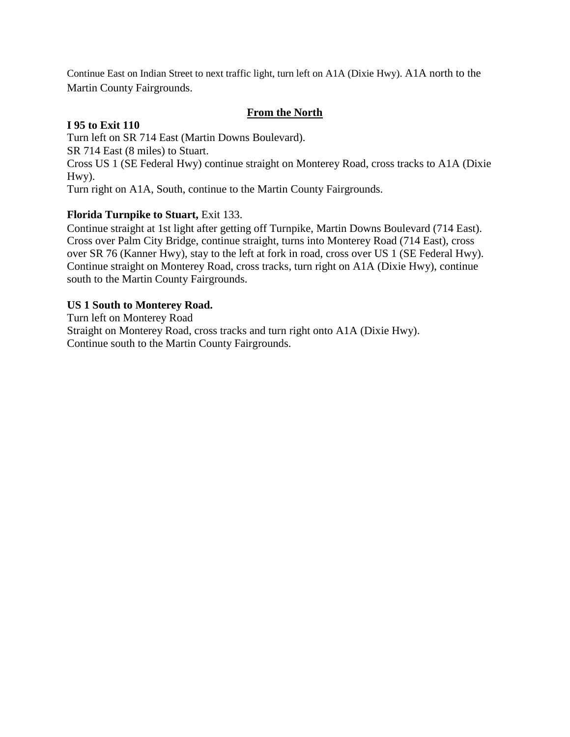Continue East on Indian Street to next traffic light, turn left on A1A (Dixie Hwy). A1A north to the Martin County Fairgrounds.

## From the North

**I 95 to Exit 110**

Turn left on SR 714 East (Martin Downs Boulevard).
SR 714 East (8 miles) to Stuart.
Cross US 1 (SE Federal Hwy) continue straight on Monterey Road, cross tracks to A1A (Dixie Hwy).
Turn right on A1A, South, continue to the Martin County Fairgrounds.

**Florida Turnpike to Stuart,** Exit 133.

Continue straight at 1st light after getting off Turnpike, Martin Downs Boulevard (714 East). Cross over Palm City Bridge, continue straight, turns into Monterey Road (714 East), cross over SR 76 (Kanner Hwy), stay to the left at fork in road, cross over US 1 (SE Federal Hwy). Continue straight on Monterey Road, cross tracks, turn right on A1A (Dixie Hwy), continue south to the Martin County Fairgrounds.

**US 1 South to Monterey Road.**

Turn left on Monterey Road
Straight on Monterey Road, cross tracks and turn right onto A1A (Dixie Hwy).
Continue south to the Martin County Fairgrounds.